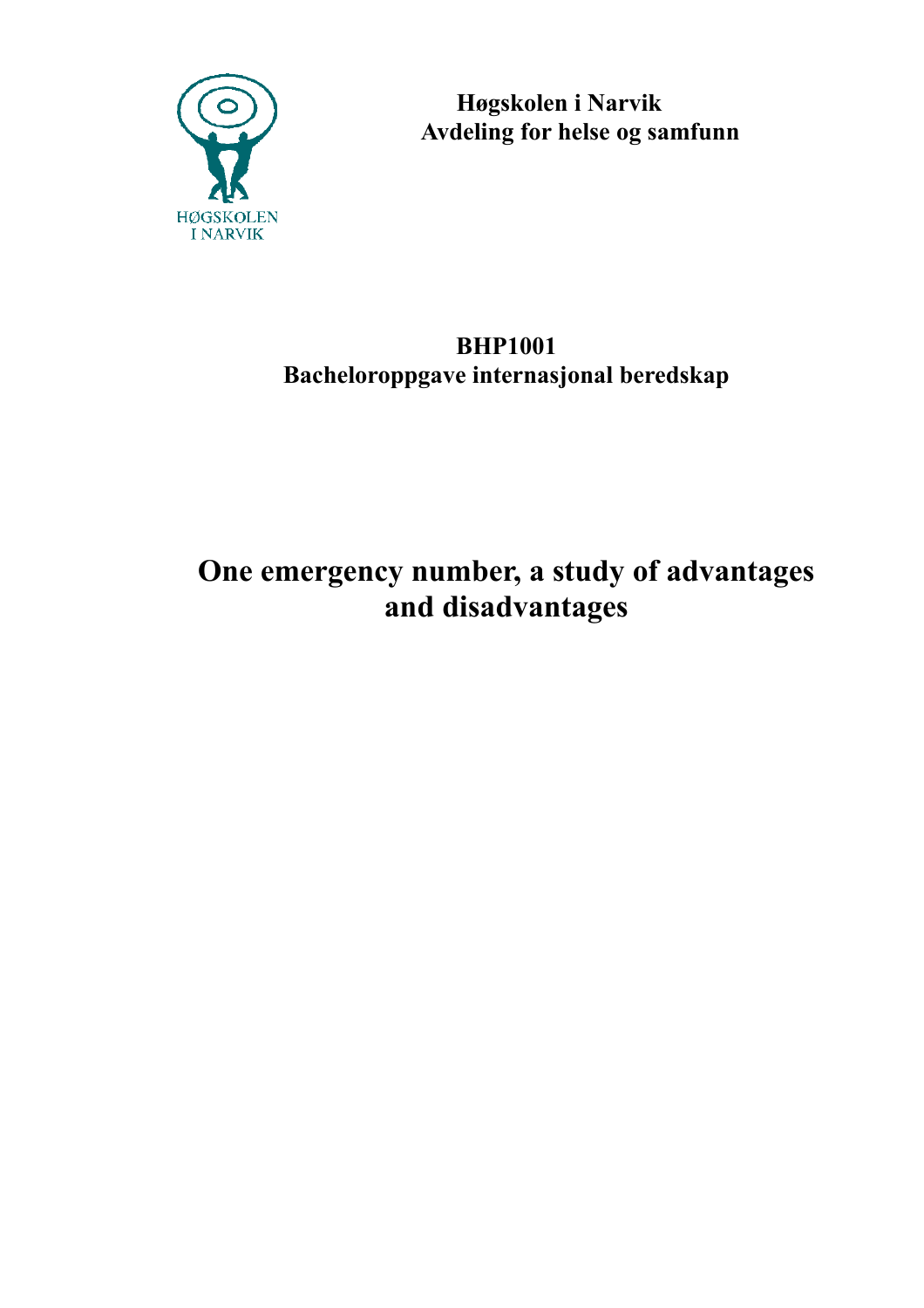HØGSKOLEN I NARVIK

**Høgskolen i Narvik**
**Avdeling for helse og samfunn**

**BHP1001**
**Bacheloroppgave internasjonal beredskap**

# One emergency number, a study of advantages and disadvantages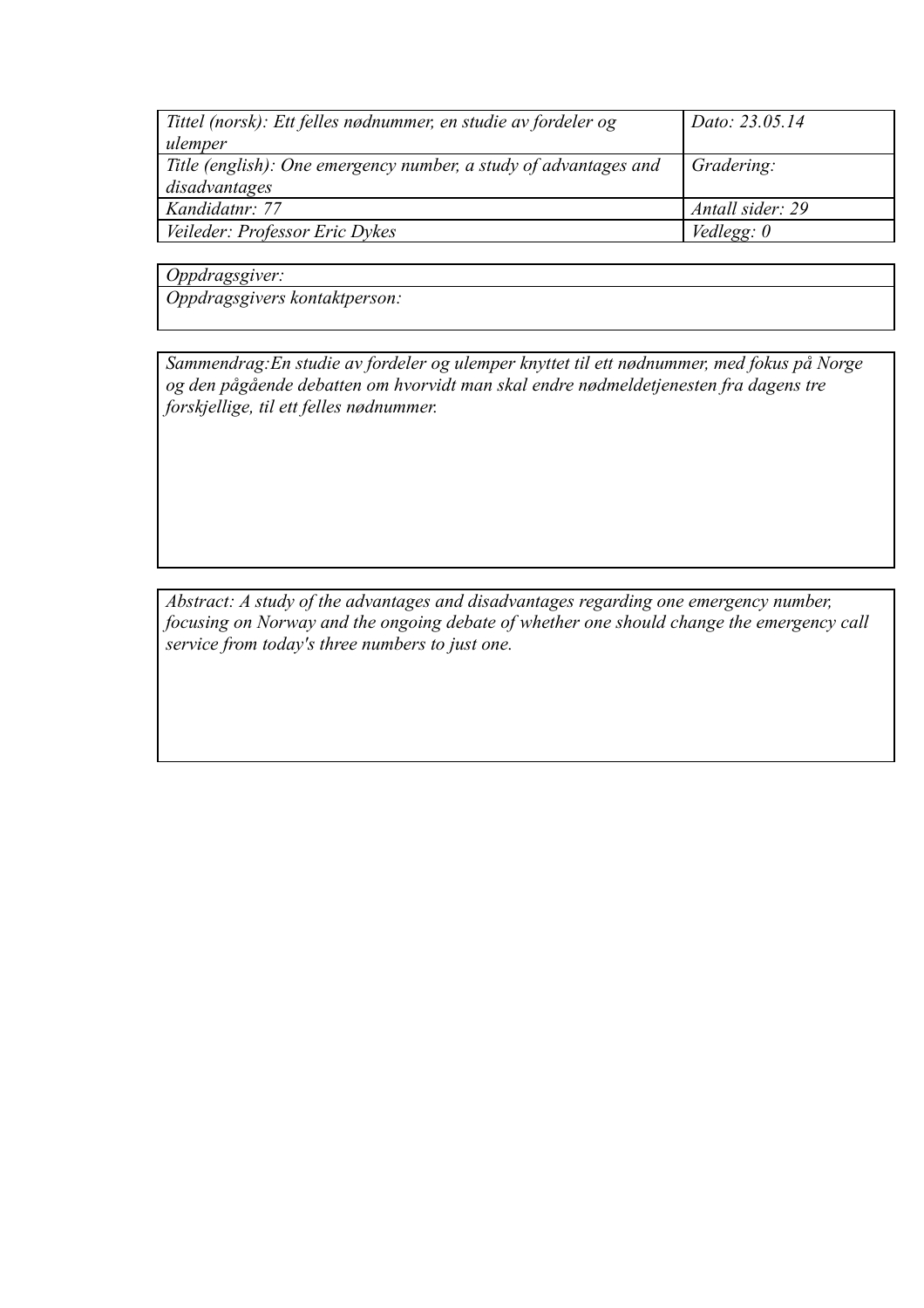| *Tittel (norsk): Ett felles nødnummer, en studie av fordeler og ulemper* | *Dato: 23.05.14* |
| --- | --- |
| *Title (english): One emergency number, a study of advantages and disadvantages* | *Gradering:* |
| *Kandidatnr: 77* | *Antall sider: 29* |
| *Veileder: Professor Eric Dykes* | *Vedlegg: 0* |

| *Oppdragsgiver:* |
| --- |
| *Oppdragsgivers kontaktperson:* |

*Sammendrag:En studie av fordeler og ulemper knyttet til ett nødnummer, med fokus på Norge og den pågående debatten om hvorvidt man skal endre nødmeldetjenesten fra dagens tre forskjellige, til ett felles nødnummer.*

*Abstract: A study of the advantages and disadvantages regarding one emergency number, focusing on Norway and the ongoing debate of whether one should change the emergency call service from today's three numbers to just one.*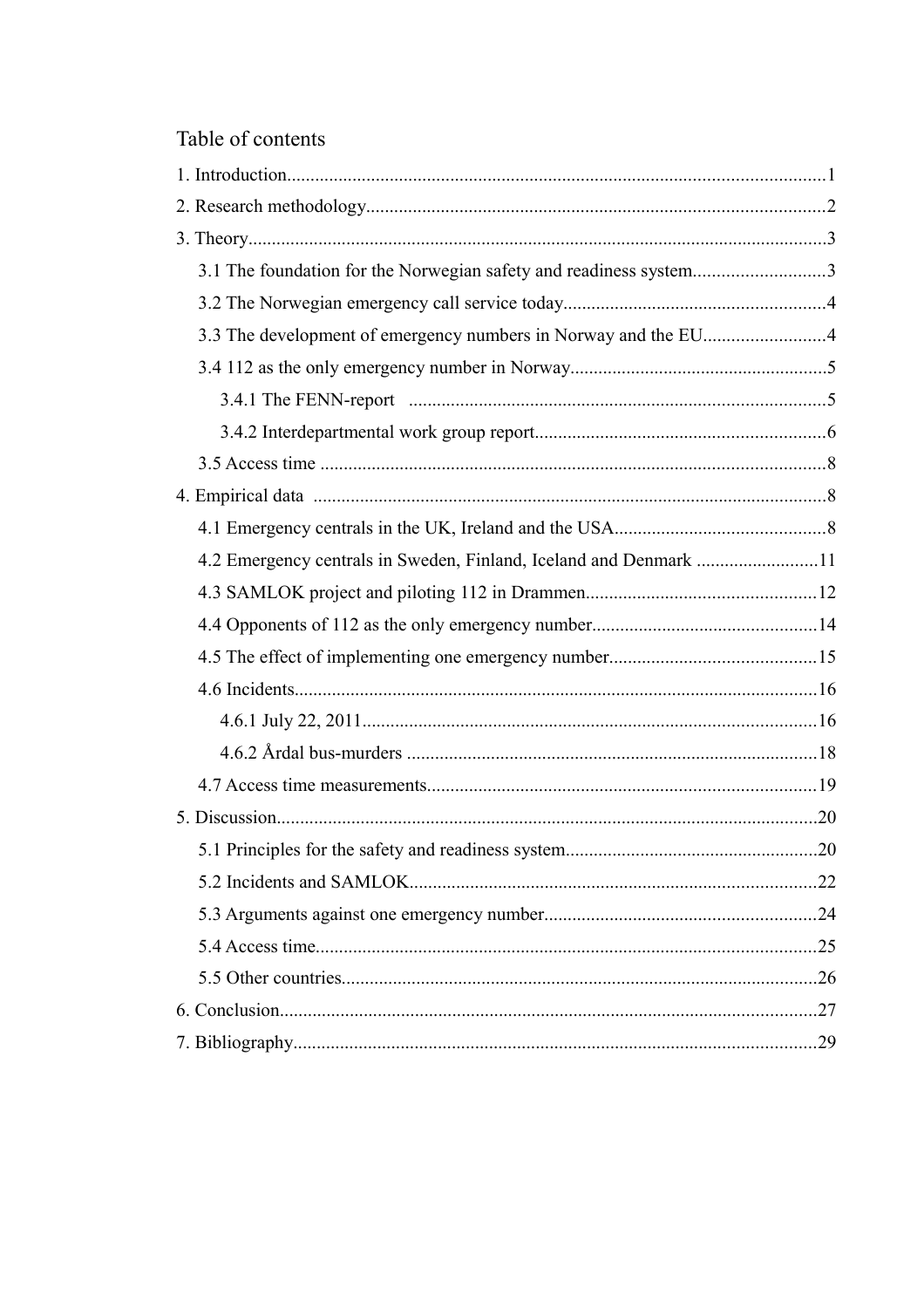# Table of contents

1. Introduction....................................................................................................................1
2. Research methodology..................................................................................................2
3. Theory...........................................................................................................................3
   - 3.1 The foundation for the Norwegian safety and readiness system............................3
   - 3.2 The Norwegian emergency call service today........................................................4
   - 3.3 The development of emergency numbers in Norway and the EU..........................4
   - 3.4 112 as the only emergency number in Norway......................................................5
     - 3.4.1 The FENN-report ..........................................................................................5
     - 3.4.2 Interdepartmental work group report..............................................................6
   - 3.5 Access time ............................................................................................................8
4. Empirical data ..............................................................................................................8
   - 4.1 Emergency centrals in the UK, Ireland and the USA.............................................8
   - 4.2 Emergency centrals in Sweden, Finland, Iceland and Denmark ..........................11
   - 4.3 SAMLOK project and piloting 112 in Drammen.................................................12
   - 4.4 Opponents of 112 as the only emergency number................................................14
   - 4.5 The effect of implementing one emergency number............................................15
   - 4.6 Incidents...............................................................................................................16
     - 4.6.1 July 22, 2011.................................................................................................16
     - 4.6.2 Årdal bus-murders ........................................................................................18
   - 4.7 Access time measurements...................................................................................19
5. Discussion...................................................................................................................20
   - 5.1 Principles for the safety and readiness system......................................................20
   - 5.2 Incidents and SAMLOK.......................................................................................22
   - 5.3 Arguments against one emergency number..........................................................24
   - 5.4 Access time...........................................................................................................25
   - 5.5 Other countries.....................................................................................................26
6. Conclusion..................................................................................................................27
7. Bibliography................................................................................................................29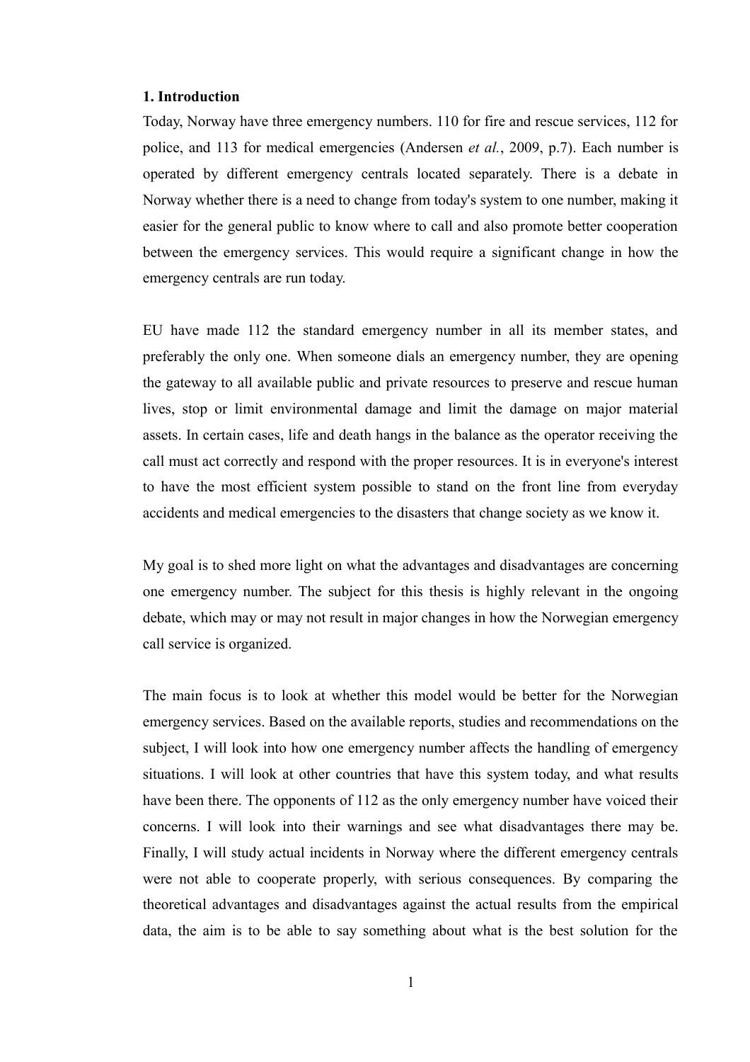## 1. Introduction

Today, Norway have three emergency numbers. 110 for fire and rescue services, 112 for police, and 113 for medical emergencies (Andersen *et al.*, 2009, p.7). Each number is operated by different emergency centrals located separately. There is a debate in Norway whether there is a need to change from today's system to one number, making it easier for the general public to know where to call and also promote better cooperation between the emergency services. This would require a significant change in how the emergency centrals are run today.

EU have made 112 the standard emergency number in all its member states, and preferably the only one. When someone dials an emergency number, they are opening the gateway to all available public and private resources to preserve and rescue human lives, stop or limit environmental damage and limit the damage on major material assets. In certain cases, life and death hangs in the balance as the operator receiving the call must act correctly and respond with the proper resources. It is in everyone's interest to have the most efficient system possible to stand on the front line from everyday accidents and medical emergencies to the disasters that change society as we know it.

My goal is to shed more light on what the advantages and disadvantages are concerning one emergency number. The subject for this thesis is highly relevant in the ongoing debate, which may or may not result in major changes in how the Norwegian emergency call service is organized.

The main focus is to look at whether this model would be better for the Norwegian emergency services. Based on the available reports, studies and recommendations on the subject, I will look into how one emergency number affects the handling of emergency situations. I will look at other countries that have this system today, and what results have been there. The opponents of 112 as the only emergency number have voiced their concerns. I will look into their warnings and see what disadvantages there may be. Finally, I will study actual incidents in Norway where the different emergency centrals were not able to cooperate properly, with serious consequences. By comparing the theoretical advantages and disadvantages against the actual results from the empirical data, the aim is to be able to say something about what is the best solution for the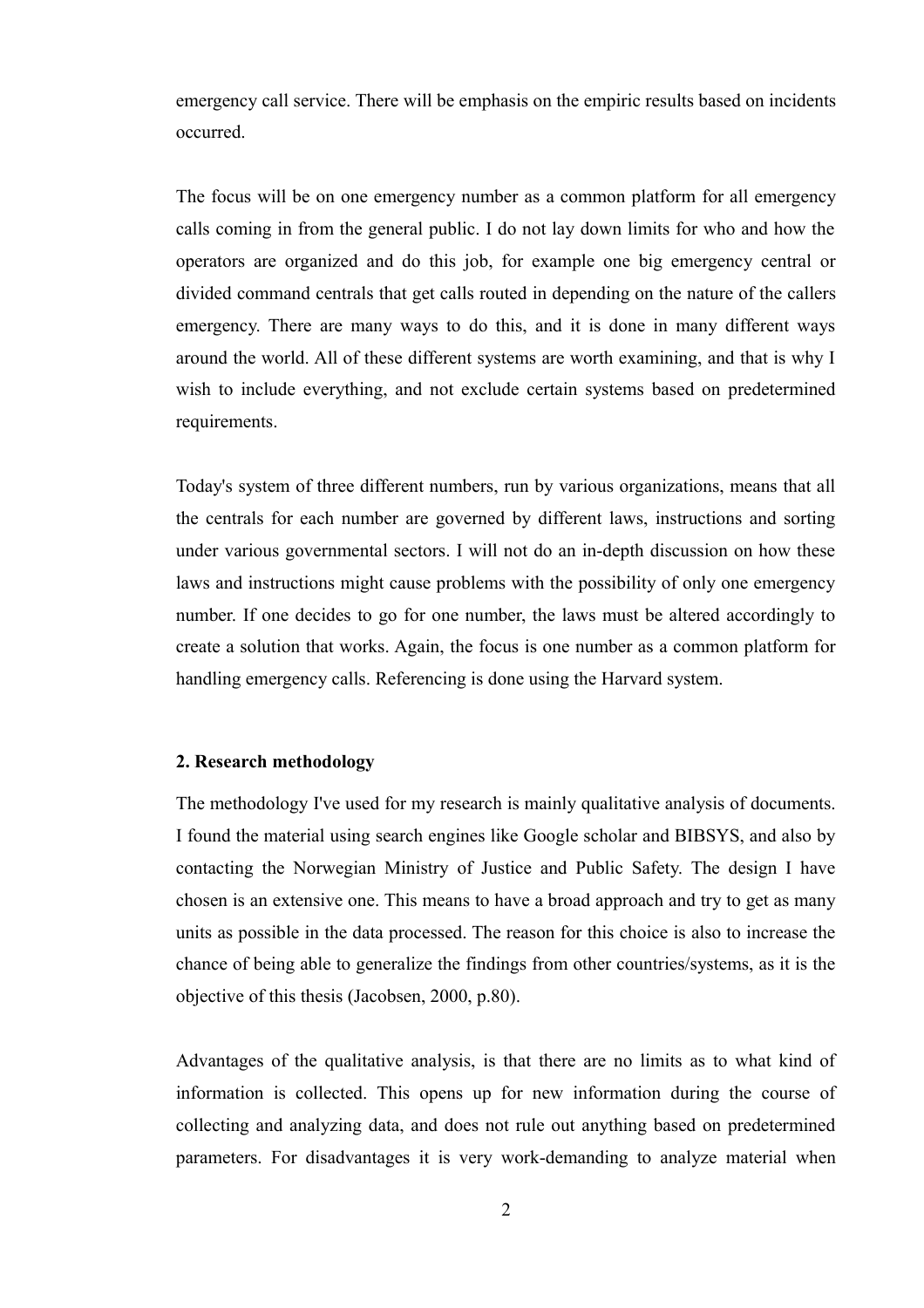emergency call service. There will be emphasis on the empiric results based on incidents occurred.

The focus will be on one emergency number as a common platform for all emergency calls coming in from the general public. I do not lay down limits for who and how the operators are organized and do this job, for example one big emergency central or divided command centrals that get calls routed in depending on the nature of the callers emergency. There are many ways to do this, and it is done in many different ways around the world. All of these different systems are worth examining, and that is why I wish to include everything, and not exclude certain systems based on predetermined requirements.

Today's system of three different numbers, run by various organizations, means that all the centrals for each number are governed by different laws, instructions and sorting under various governmental sectors. I will not do an in-depth discussion on how these laws and instructions might cause problems with the possibility of only one emergency number. If one decides to go for one number, the laws must be altered accordingly to create a solution that works. Again, the focus is one number as a common platform for handling emergency calls. Referencing is done using the Harvard system.

## 2. Research methodology

The methodology I've used for my research is mainly qualitative analysis of documents. I found the material using search engines like Google scholar and BIBSYS, and also by contacting the Norwegian Ministry of Justice and Public Safety. The design I have chosen is an extensive one. This means to have a broad approach and try to get as many units as possible in the data processed. The reason for this choice is also to increase the chance of being able to generalize the findings from other countries/systems, as it is the objective of this thesis (Jacobsen, 2000, p.80).

Advantages of the qualitative analysis, is that there are no limits as to what kind of information is collected. This opens up for new information during the course of collecting and analyzing data, and does not rule out anything based on predetermined parameters. For disadvantages it is very work-demanding to analyze material when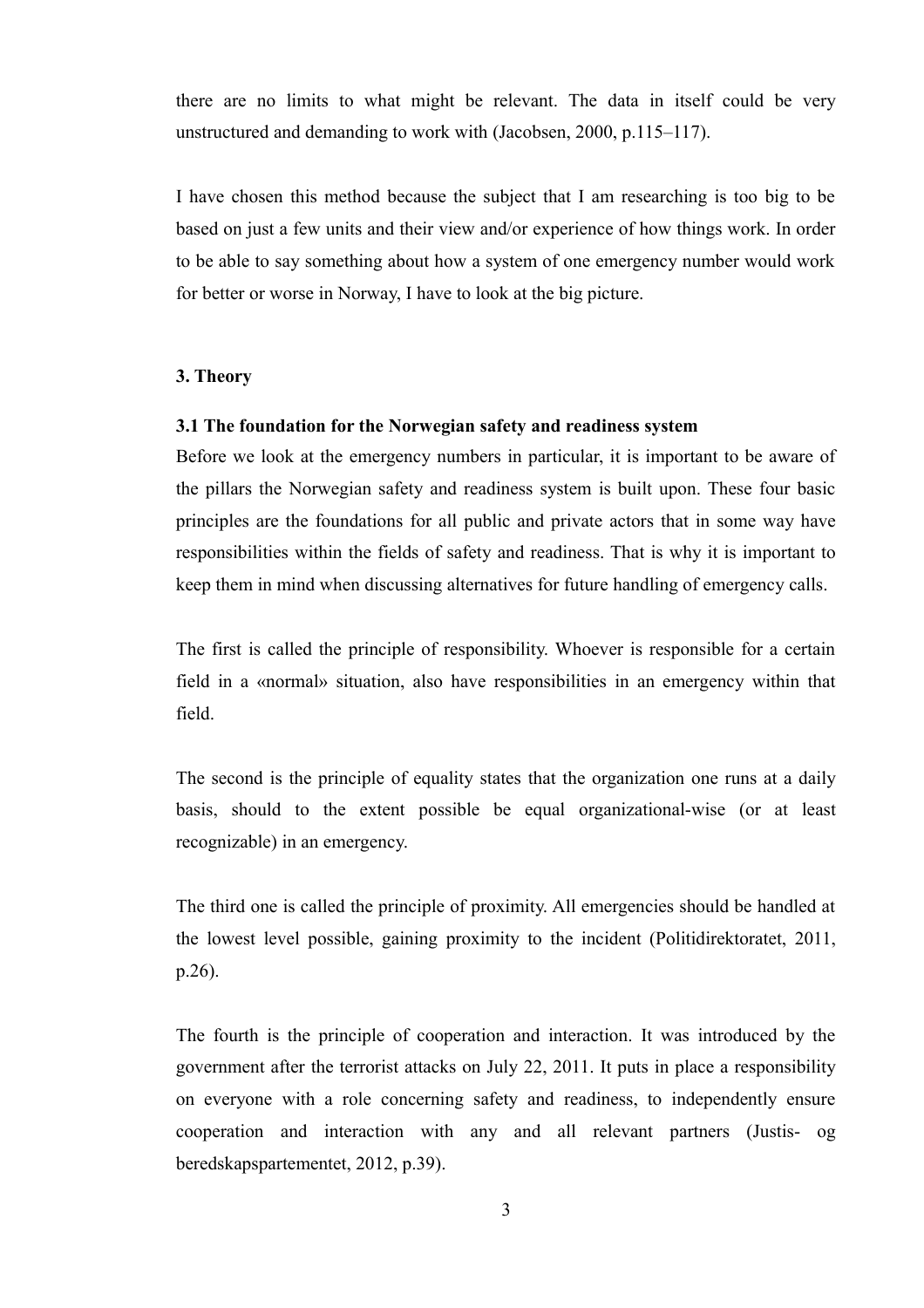there are no limits to what might be relevant. The data in itself could be very unstructured and demanding to work with (Jacobsen, 2000, p.115–117).

I have chosen this method because the subject that I am researching is too big to be based on just a few units and their view and/or experience of how things work. In order to be able to say something about how a system of one emergency number would work for better or worse in Norway, I have to look at the big picture.

## 3. Theory

### 3.1 The foundation for the Norwegian safety and readiness system

Before we look at the emergency numbers in particular, it is important to be aware of the pillars the Norwegian safety and readiness system is built upon. These four basic principles are the foundations for all public and private actors that in some way have responsibilities within the fields of safety and readiness. That is why it is important to keep them in mind when discussing alternatives for future handling of emergency calls.

The first is called the principle of responsibility. Whoever is responsible for a certain field in a «normal» situation, also have responsibilities in an emergency within that field.

The second is the principle of equality states that the organization one runs at a daily basis, should to the extent possible be equal organizational-wise (or at least recognizable) in an emergency.

The third one is called the principle of proximity. All emergencies should be handled at the lowest level possible, gaining proximity to the incident (Politidirektoratet, 2011, p.26).

The fourth is the principle of cooperation and interaction. It was introduced by the government after the terrorist attacks on July 22, 2011. It puts in place a responsibility on everyone with a role concerning safety and readiness, to independently ensure cooperation and interaction with any and all relevant partners (Justis- og beredskapspartementet, 2012, p.39).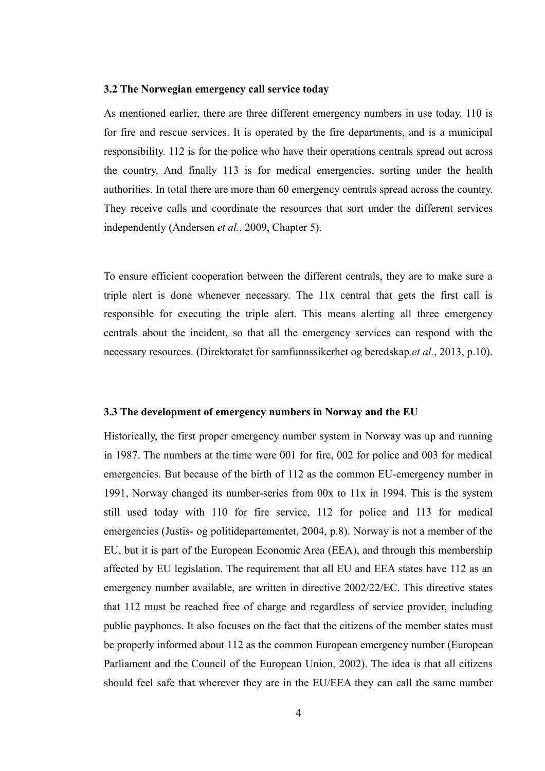### 3.2 The Norwegian emergency call service today

As mentioned earlier, there are three different emergency numbers in use today. 110 is for fire and rescue services. It is operated by the fire departments, and is a municipal responsibility. 112 is for the police who have their operations centrals spread out across the country. And finally 113 is for medical emergencies, sorting under the health authorities. In total there are more than 60 emergency centrals spread across the country. They receive calls and coordinate the resources that sort under the different services independently (Andersen *et al.*, 2009, Chapter 5).

To ensure efficient cooperation between the different centrals, they are to make sure a triple alert is done whenever necessary. The 11x central that gets the first call is responsible for executing the triple alert. This means alerting all three emergency centrals about the incident, so that all the emergency services can respond with the necessary resources. (Direktoratet for samfunnssikerhet og beredskap *et al.*, 2013, p.10).

### 3.3 The development of emergency numbers in Norway and the EU

Historically, the first proper emergency number system in Norway was up and running in 1987. The numbers at the time were 001 for fire, 002 for police and 003 for medical emergencies. But because of the birth of 112 as the common EU-emergency number in 1991, Norway changed its number-series from 00x to 11x in 1994. This is the system still used today with 110 for fire service, 112 for police and 113 for medical emergencies (Justis- og politidepartementet, 2004, p.8). Norway is not a member of the EU, but it is part of the European Economic Area (EEA), and through this membership affected by EU legislation. The requirement that all EU and EEA states have 112 as an emergency number available, are written in directive 2002/22/EC. This directive states that 112 must be reached free of charge and regardless of service provider, including public payphones. It also focuses on the fact that the citizens of the member states must be properly informed about 112 as the common European emergency number (European Parliament and the Council of the European Union, 2002). The idea is that all citizens should feel safe that wherever they are in the EU/EEA they can call the same number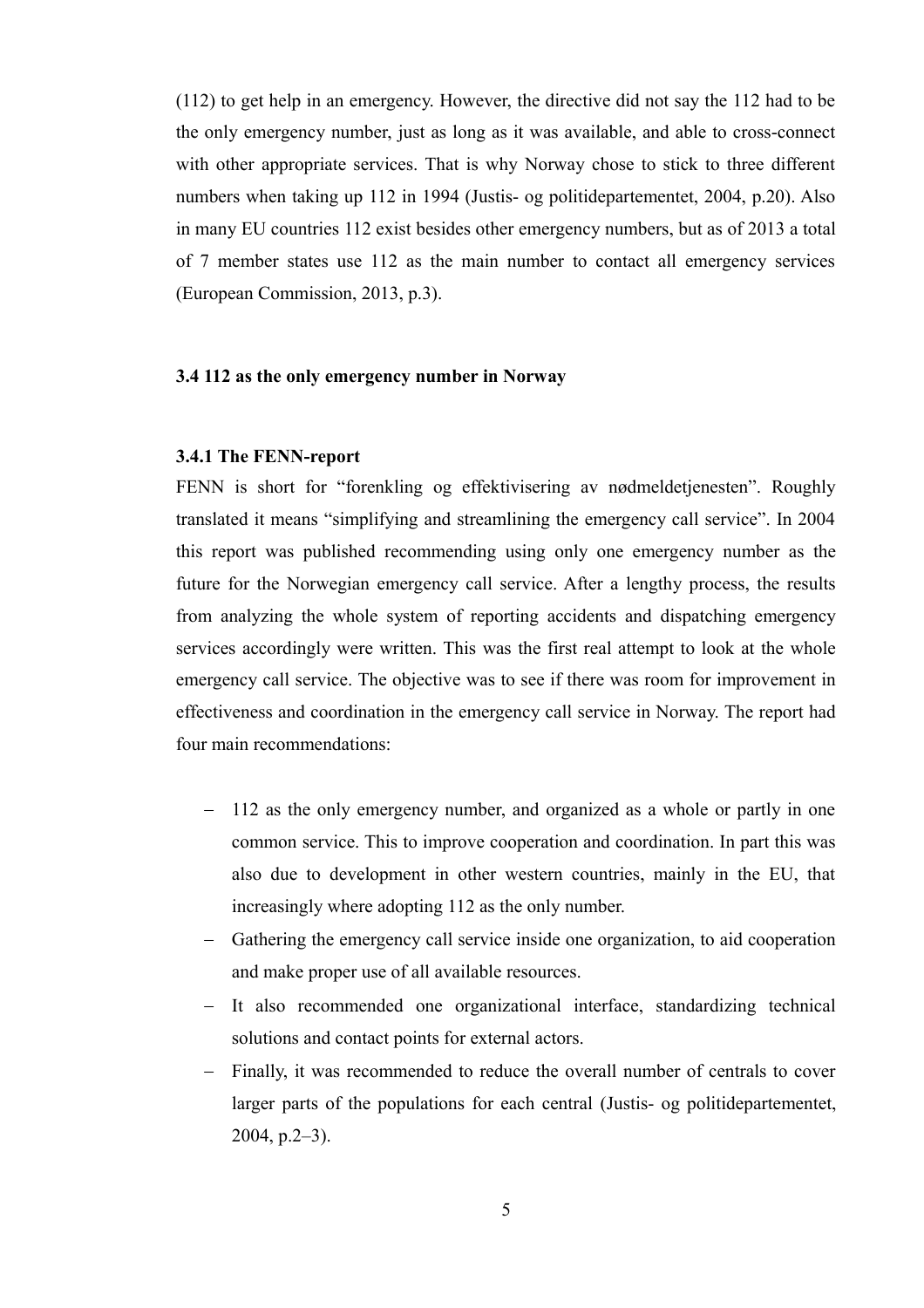(112) to get help in an emergency. However, the directive did not say the 112 had to be the only emergency number, just as long as it was available, and able to cross-connect with other appropriate services. That is why Norway chose to stick to three different numbers when taking up 112 in 1994 (Justis- og politidepartementet, 2004, p.20). Also in many EU countries 112 exist besides other emergency numbers, but as of 2013 a total of 7 member states use 112 as the main number to contact all emergency services (European Commission, 2013, p.3).

### 3.4 112 as the only emergency number in Norway

#### 3.4.1 The FENN-report

FENN is short for "forenkling og effektivisering av nødmeldetjenesten". Roughly translated it means "simplifying and streamlining the emergency call service". In 2004 this report was published recommending using only one emergency number as the future for the Norwegian emergency call service. After a lengthy process, the results from analyzing the whole system of reporting accidents and dispatching emergency services accordingly were written. This was the first real attempt to look at the whole emergency call service. The objective was to see if there was room for improvement in effectiveness and coordination in the emergency call service in Norway. The report had four main recommendations:

- 112 as the only emergency number, and organized as a whole or partly in one common service. This to improve cooperation and coordination. In part this was also due to development in other western countries, mainly in the EU, that increasingly where adopting 112 as the only number.
- Gathering the emergency call service inside one organization, to aid cooperation and make proper use of all available resources.
- It also recommended one organizational interface, standardizing technical solutions and contact points for external actors.
- Finally, it was recommended to reduce the overall number of centrals to cover larger parts of the populations for each central (Justis- og politidepartementet, 2004, p.2–3).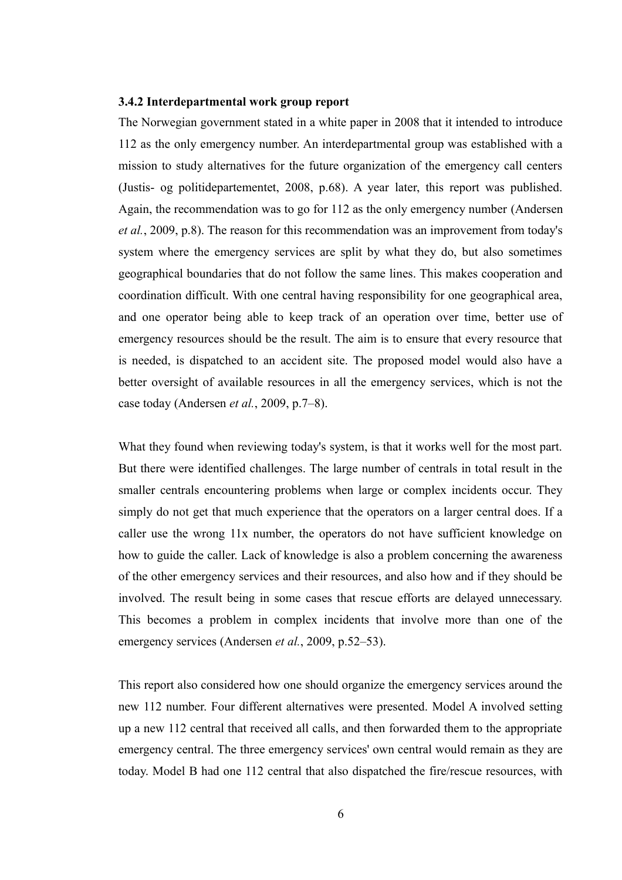### 3.4.2 Interdepartmental work group report

The Norwegian government stated in a white paper in 2008 that it intended to introduce 112 as the only emergency number. An interdepartmental group was established with a mission to study alternatives for the future organization of the emergency call centers (Justis- og politidepartementet, 2008, p.68). A year later, this report was published. Again, the recommendation was to go for 112 as the only emergency number (Andersen *et al.*, 2009, p.8). The reason for this recommendation was an improvement from today's system where the emergency services are split by what they do, but also sometimes geographical boundaries that do not follow the same lines. This makes cooperation and coordination difficult. With one central having responsibility for one geographical area, and one operator being able to keep track of an operation over time, better use of emergency resources should be the result. The aim is to ensure that every resource that is needed, is dispatched to an accident site. The proposed model would also have a better oversight of available resources in all the emergency services, which is not the case today (Andersen *et al.*, 2009, p.7–8).

What they found when reviewing today's system, is that it works well for the most part. But there were identified challenges. The large number of centrals in total result in the smaller centrals encountering problems when large or complex incidents occur. They simply do not get that much experience that the operators on a larger central does. If a caller use the wrong 11x number, the operators do not have sufficient knowledge on how to guide the caller. Lack of knowledge is also a problem concerning the awareness of the other emergency services and their resources, and also how and if they should be involved. The result being in some cases that rescue efforts are delayed unnecessary. This becomes a problem in complex incidents that involve more than one of the emergency services (Andersen *et al.*, 2009, p.52–53).

This report also considered how one should organize the emergency services around the new 112 number. Four different alternatives were presented. Model A involved setting up a new 112 central that received all calls, and then forwarded them to the appropriate emergency central. The three emergency services' own central would remain as they are today. Model B had one 112 central that also dispatched the fire/rescue resources, with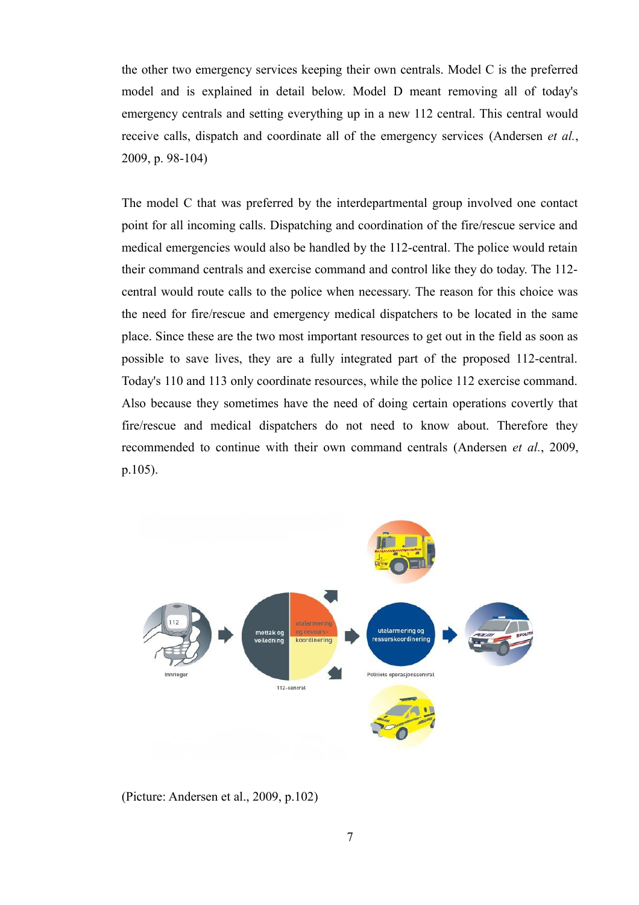the other two emergency services keeping their own centrals. Model C is the preferred model and is explained in detail below. Model D meant removing all of today's emergency centrals and setting everything up in a new 112 central. This central would receive calls, dispatch and coordinate all of the emergency services (Andersen *et al.*, 2009, p. 98-104)

The model C that was preferred by the interdepartmental group involved one contact point for all incoming calls. Dispatching and coordination of the fire/rescue service and medical emergencies would also be handled by the 112-central. The police would retain their command centrals and exercise command and control like they do today. The 112-central would route calls to the police when necessary. The reason for this choice was the need for fire/rescue and emergency medical dispatchers to be located in the same place. Since these are the two most important resources to get out in the field as soon as possible to save lives, they are a fully integrated part of the proposed 112-central. Today's 110 and 113 only coordinate resources, while the police 112 exercise command. Also because they sometimes have the need of doing certain operations covertly that fire/rescue and medical dispatchers do not need to know about. Therefore they recommended to continue with their own command centrals (Andersen *et al.*, 2009, p.105).

(Picture: Andersen et al., 2009, p.102)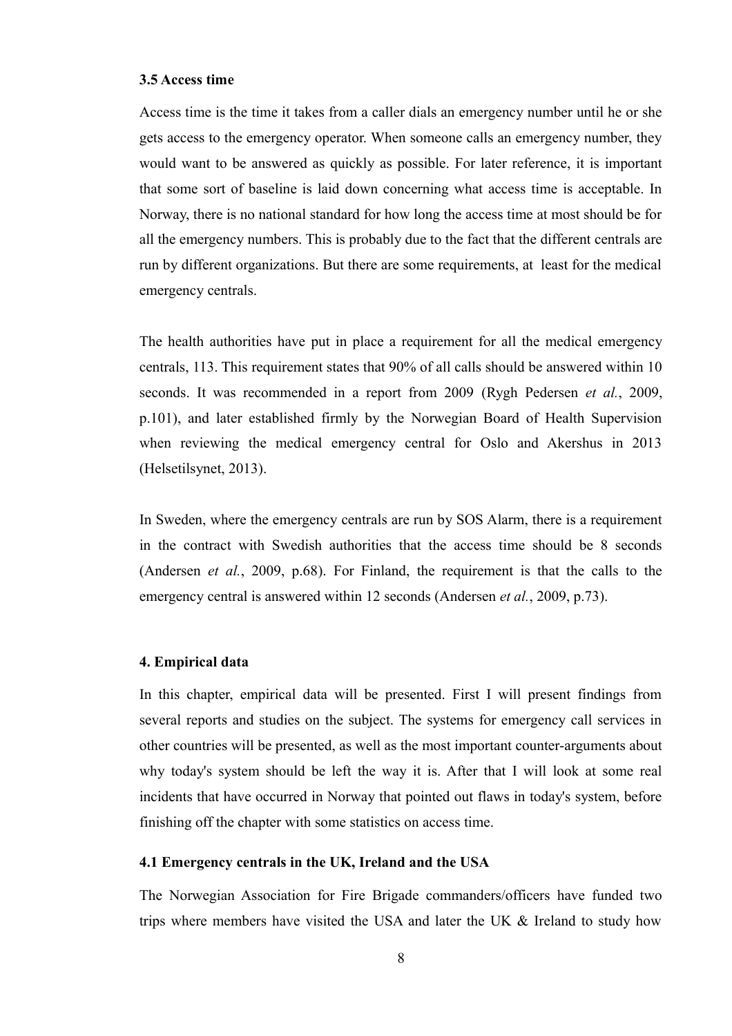### 3.5 Access time

Access time is the time it takes from a caller dials an emergency number until he or she gets access to the emergency operator. When someone calls an emergency number, they would want to be answered as quickly as possible. For later reference, it is important that some sort of baseline is laid down concerning what access time is acceptable. In Norway, there is no national standard for how long the access time at most should be for all the emergency numbers. This is probably due to the fact that the different centrals are run by different organizations. But there are some requirements, at least for the medical emergency centrals.

The health authorities have put in place a requirement for all the medical emergency centrals, 113. This requirement states that 90% of all calls should be answered within 10 seconds. It was recommended in a report from 2009 (Rygh Pedersen *et al.*, 2009, p.101), and later established firmly by the Norwegian Board of Health Supervision when reviewing the medical emergency central for Oslo and Akershus in 2013 (Helsetilsynet, 2013).

In Sweden, where the emergency centrals are run by SOS Alarm, there is a requirement in the contract with Swedish authorities that the access time should be 8 seconds (Andersen *et al.*, 2009, p.68). For Finland, the requirement is that the calls to the emergency central is answered within 12 seconds (Andersen *et al.*, 2009, p.73).

## 4. Empirical data

In this chapter, empirical data will be presented. First I will present findings from several reports and studies on the subject. The systems for emergency call services in other countries will be presented, as well as the most important counter-arguments about why today's system should be left the way it is. After that I will look at some real incidents that have occurred in Norway that pointed out flaws in today's system, before finishing off the chapter with some statistics on access time.

### 4.1 Emergency centrals in the UK, Ireland and the USA

The Norwegian Association for Fire Brigade commanders/officers have funded two trips where members have visited the USA and later the UK & Ireland to study how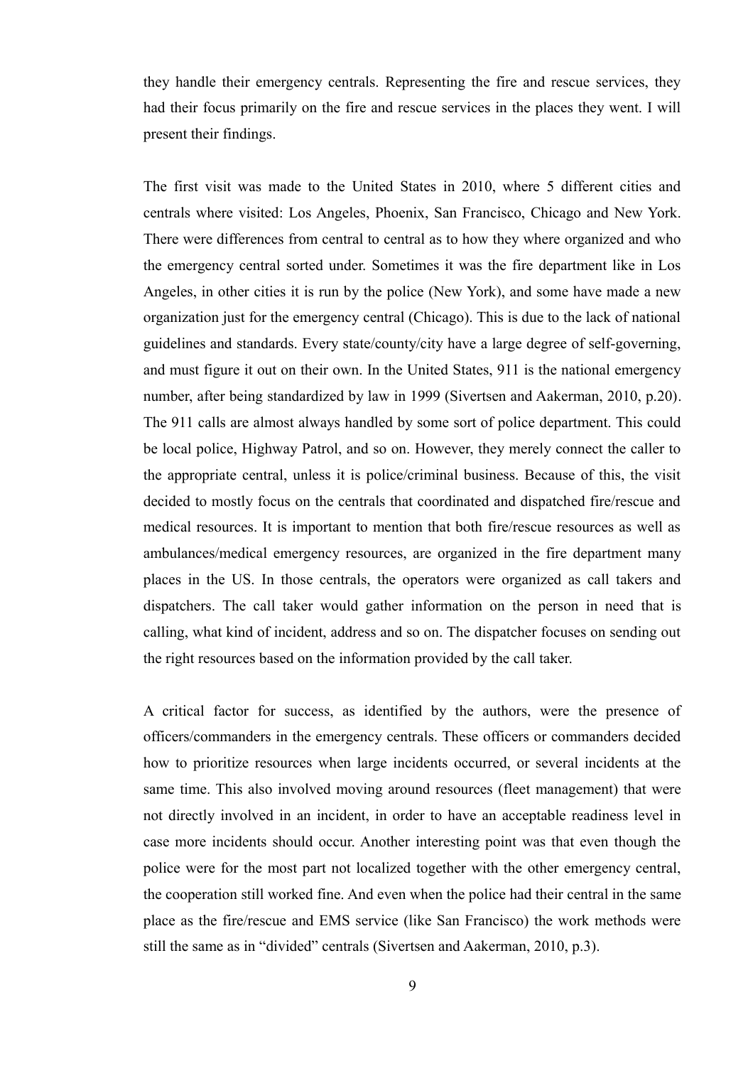they handle their emergency centrals. Representing the fire and rescue services, they had their focus primarily on the fire and rescue services in the places they went. I will present their findings.

The first visit was made to the United States in 2010, where 5 different cities and centrals where visited: Los Angeles, Phoenix, San Francisco, Chicago and New York. There were differences from central to central as to how they where organized and who the emergency central sorted under. Sometimes it was the fire department like in Los Angeles, in other cities it is run by the police (New York), and some have made a new organization just for the emergency central (Chicago). This is due to the lack of national guidelines and standards. Every state/county/city have a large degree of self-governing, and must figure it out on their own. In the United States, 911 is the national emergency number, after being standardized by law in 1999 (Sivertsen and Aakerman, 2010, p.20). The 911 calls are almost always handled by some sort of police department. This could be local police, Highway Patrol, and so on. However, they merely connect the caller to the appropriate central, unless it is police/criminal business. Because of this, the visit decided to mostly focus on the centrals that coordinated and dispatched fire/rescue and medical resources. It is important to mention that both fire/rescue resources as well as ambulances/medical emergency resources, are organized in the fire department many places in the US. In those centrals, the operators were organized as call takers and dispatchers. The call taker would gather information on the person in need that is calling, what kind of incident, address and so on. The dispatcher focuses on sending out the right resources based on the information provided by the call taker.

A critical factor for success, as identified by the authors, were the presence of officers/commanders in the emergency centrals. These officers or commanders decided how to prioritize resources when large incidents occurred, or several incidents at the same time. This also involved moving around resources (fleet management) that were not directly involved in an incident, in order to have an acceptable readiness level in case more incidents should occur. Another interesting point was that even though the police were for the most part not localized together with the other emergency central, the cooperation still worked fine. And even when the police had their central in the same place as the fire/rescue and EMS service (like San Francisco) the work methods were still the same as in "divided" centrals (Sivertsen and Aakerman, 2010, p.3).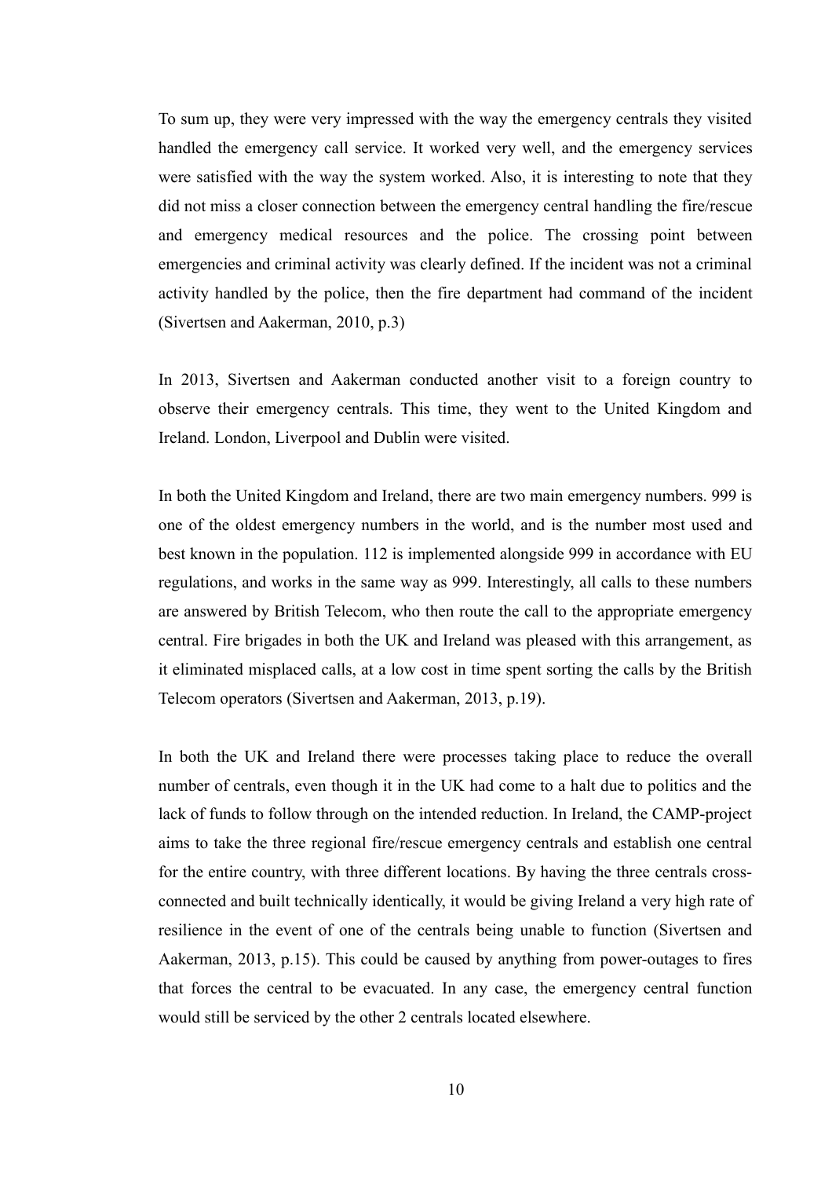To sum up, they were very impressed with the way the emergency centrals they visited handled the emergency call service. It worked very well, and the emergency services were satisfied with the way the system worked. Also, it is interesting to note that they did not miss a closer connection between the emergency central handling the fire/rescue and emergency medical resources and the police. The crossing point between emergencies and criminal activity was clearly defined. If the incident was not a criminal activity handled by the police, then the fire department had command of the incident (Sivertsen and Aakerman, 2010, p.3)

In 2013, Sivertsen and Aakerman conducted another visit to a foreign country to observe their emergency centrals. This time, they went to the United Kingdom and Ireland. London, Liverpool and Dublin were visited.

In both the United Kingdom and Ireland, there are two main emergency numbers. 999 is one of the oldest emergency numbers in the world, and is the number most used and best known in the population. 112 is implemented alongside 999 in accordance with EU regulations, and works in the same way as 999. Interestingly, all calls to these numbers are answered by British Telecom, who then route the call to the appropriate emergency central. Fire brigades in both the UK and Ireland was pleased with this arrangement, as it eliminated misplaced calls, at a low cost in time spent sorting the calls by the British Telecom operators (Sivertsen and Aakerman, 2013, p.19).

In both the UK and Ireland there were processes taking place to reduce the overall number of centrals, even though it in the UK had come to a halt due to politics and the lack of funds to follow through on the intended reduction. In Ireland, the CAMP-project aims to take the three regional fire/rescue emergency centrals and establish one central for the entire country, with three different locations. By having the three centrals cross-connected and built technically identically, it would be giving Ireland a very high rate of resilience in the event of one of the centrals being unable to function (Sivertsen and Aakerman, 2013, p.15). This could be caused by anything from power-outages to fires that forces the central to be evacuated. In any case, the emergency central function would still be serviced by the other 2 centrals located elsewhere.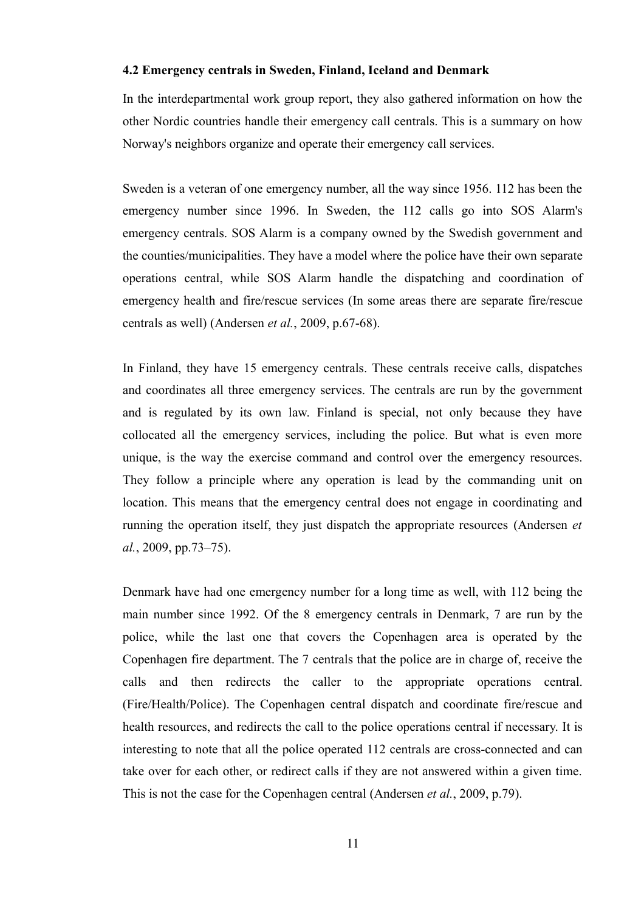### 4.2 Emergency centrals in Sweden, Finland, Iceland and Denmark

In the interdepartmental work group report, they also gathered information on how the other Nordic countries handle their emergency call centrals. This is a summary on how Norway's neighbors organize and operate their emergency call services.

Sweden is a veteran of one emergency number, all the way since 1956. 112 has been the emergency number since 1996. In Sweden, the 112 calls go into SOS Alarm's emergency centrals. SOS Alarm is a company owned by the Swedish government and the counties/municipalities. They have a model where the police have their own separate operations central, while SOS Alarm handle the dispatching and coordination of emergency health and fire/rescue services (In some areas there are separate fire/rescue centrals as well) (Andersen *et al.*, 2009, p.67-68).

In Finland, they have 15 emergency centrals. These centrals receive calls, dispatches and coordinates all three emergency services. The centrals are run by the government and is regulated by its own law. Finland is special, not only because they have collocated all the emergency services, including the police. But what is even more unique, is the way the exercise command and control over the emergency resources. They follow a principle where any operation is lead by the commanding unit on location. This means that the emergency central does not engage in coordinating and running the operation itself, they just dispatch the appropriate resources (Andersen *et al.*, 2009, pp.73–75).

Denmark have had one emergency number for a long time as well, with 112 being the main number since 1992. Of the 8 emergency centrals in Denmark, 7 are run by the police, while the last one that covers the Copenhagen area is operated by the Copenhagen fire department. The 7 centrals that the police are in charge of, receive the calls and then redirects the caller to the appropriate operations central. (Fire/Health/Police). The Copenhagen central dispatch and coordinate fire/rescue and health resources, and redirects the call to the police operations central if necessary. It is interesting to note that all the police operated 112 centrals are cross-connected and can take over for each other, or redirect calls if they are not answered within a given time. This is not the case for the Copenhagen central (Andersen *et al.*, 2009, p.79).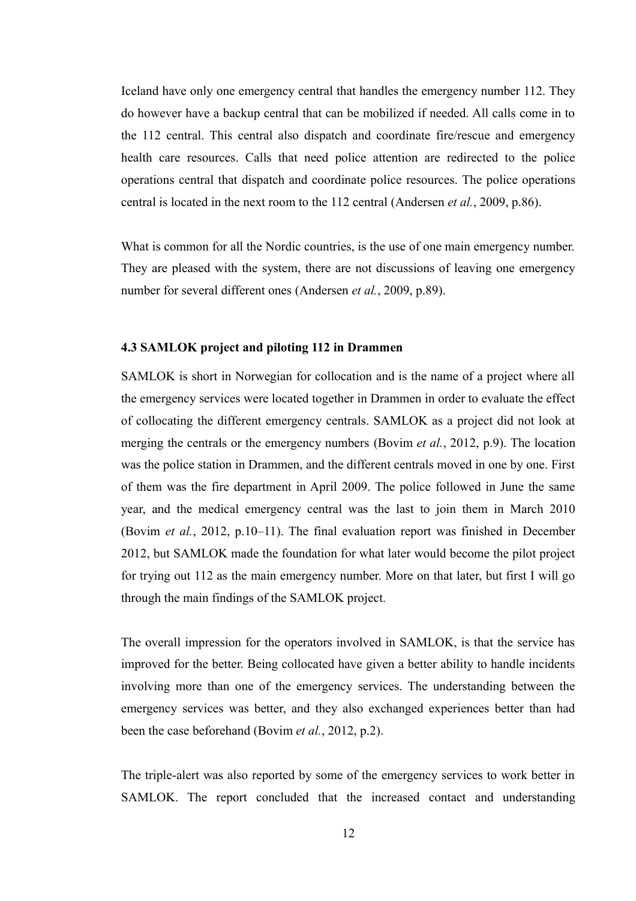Iceland have only one emergency central that handles the emergency number 112. They do however have a backup central that can be mobilized if needed. All calls come in to the 112 central. This central also dispatch and coordinate fire/rescue and emergency health care resources. Calls that need police attention are redirected to the police operations central that dispatch and coordinate police resources. The police operations central is located in the next room to the 112 central (Andersen *et al.*, 2009, p.86).

What is common for all the Nordic countries, is the use of one main emergency number. They are pleased with the system, there are not discussions of leaving one emergency number for several different ones (Andersen *et al.*, 2009, p.89).

### 4.3 SAMLOK project and piloting 112 in Drammen

SAMLOK is short in Norwegian for collocation and is the name of a project where all the emergency services were located together in Drammen in order to evaluate the effect of collocating the different emergency centrals. SAMLOK as a project did not look at merging the centrals or the emergency numbers (Bovim *et al.*, 2012, p.9). The location was the police station in Drammen, and the different centrals moved in one by one. First of them was the fire department in April 2009. The police followed in June the same year, and the medical emergency central was the last to join them in March 2010 (Bovim *et al.*, 2012, p.10–11). The final evaluation report was finished in December 2012, but SAMLOK made the foundation for what later would become the pilot project for trying out 112 as the main emergency number. More on that later, but first I will go through the main findings of the SAMLOK project.

The overall impression for the operators involved in SAMLOK, is that the service has improved for the better. Being collocated have given a better ability to handle incidents involving more than one of the emergency services. The understanding between the emergency services was better, and they also exchanged experiences better than had been the case beforehand (Bovim *et al.*, 2012, p.2).

The triple-alert was also reported by some of the emergency services to work better in SAMLOK. The report concluded that the increased contact and understanding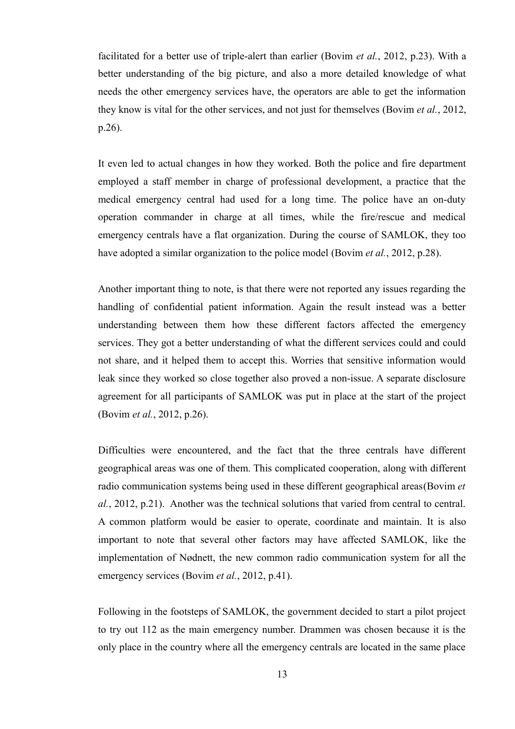facilitated for a better use of triple-alert than earlier (Bovim *et al.*, 2012, p.23). With a better understanding of the big picture, and also a more detailed knowledge of what needs the other emergency services have, the operators are able to get the information they know is vital for the other services, and not just for themselves (Bovim *et al.*, 2012, p.26).

It even led to actual changes in how they worked. Both the police and fire department employed a staff member in charge of professional development, a practice that the medical emergency central had used for a long time. The police have an on-duty operation commander in charge at all times, while the fire/rescue and medical emergency centrals have a flat organization. During the course of SAMLOK, they too have adopted a similar organization to the police model (Bovim *et al.*, 2012, p.28).

Another important thing to note, is that there were not reported any issues regarding the handling of confidential patient information. Again the result instead was a better understanding between them how these different factors affected the emergency services. They got a better understanding of what the different services could and could not share, and it helped them to accept this. Worries that sensitive information would leak since they worked so close together also proved a non-issue. A separate disclosure agreement for all participants of SAMLOK was put in place at the start of the project (Bovim *et al.*, 2012, p.26).

Difficulties were encountered, and the fact that the three centrals have different geographical areas was one of them. This complicated cooperation, along with different radio communication systems being used in these different geographical areas(Bovim *et al.*, 2012, p.21). Another was the technical solutions that varied from central to central. A common platform would be easier to operate, coordinate and maintain. It is also important to note that several other factors may have affected SAMLOK, like the implementation of Nødnett, the new common radio communication system for all the emergency services (Bovim *et al.*, 2012, p.41).

Following in the footsteps of SAMLOK, the government decided to start a pilot project to try out 112 as the main emergency number. Drammen was chosen because it is the only place in the country where all the emergency centrals are located in the same place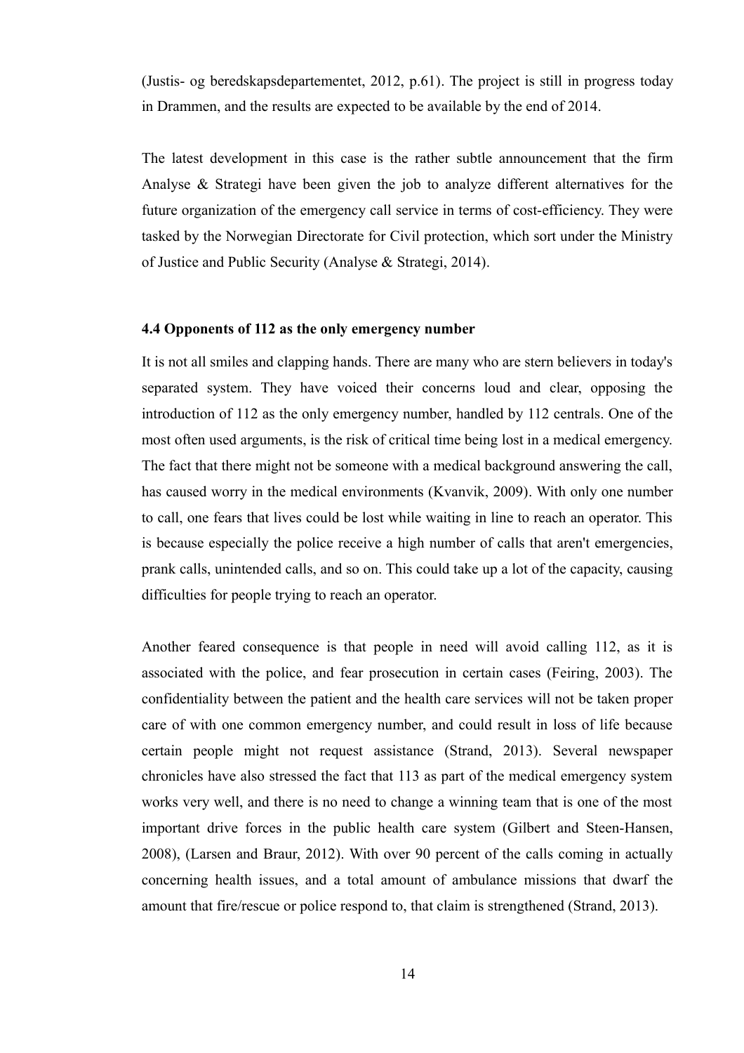(Justis- og beredskapsdepartementet, 2012, p.61). The project is still in progress today in Drammen, and the results are expected to be available by the end of 2014.

The latest development in this case is the rather subtle announcement that the firm Analyse & Strategi have been given the job to analyze different alternatives for the future organization of the emergency call service in terms of cost-efficiency. They were tasked by the Norwegian Directorate for Civil protection, which sort under the Ministry of Justice and Public Security (Analyse & Strategi, 2014).

### 4.4 Opponents of 112 as the only emergency number

It is not all smiles and clapping hands. There are many who are stern believers in today's separated system. They have voiced their concerns loud and clear, opposing the introduction of 112 as the only emergency number, handled by 112 centrals. One of the most often used arguments, is the risk of critical time being lost in a medical emergency. The fact that there might not be someone with a medical background answering the call, has caused worry in the medical environments (Kvanvik, 2009). With only one number to call, one fears that lives could be lost while waiting in line to reach an operator. This is because especially the police receive a high number of calls that aren't emergencies, prank calls, unintended calls, and so on. This could take up a lot of the capacity, causing difficulties for people trying to reach an operator.

Another feared consequence is that people in need will avoid calling 112, as it is associated with the police, and fear prosecution in certain cases (Feiring, 2003). The confidentiality between the patient and the health care services will not be taken proper care of with one common emergency number, and could result in loss of life because certain people might not request assistance (Strand, 2013). Several newspaper chronicles have also stressed the fact that 113 as part of the medical emergency system works very well, and there is no need to change a winning team that is one of the most important drive forces in the public health care system (Gilbert and Steen-Hansen, 2008), (Larsen and Braur, 2012). With over 90 percent of the calls coming in actually concerning health issues, and a total amount of ambulance missions that dwarf the amount that fire/rescue or police respond to, that claim is strengthened (Strand, 2013).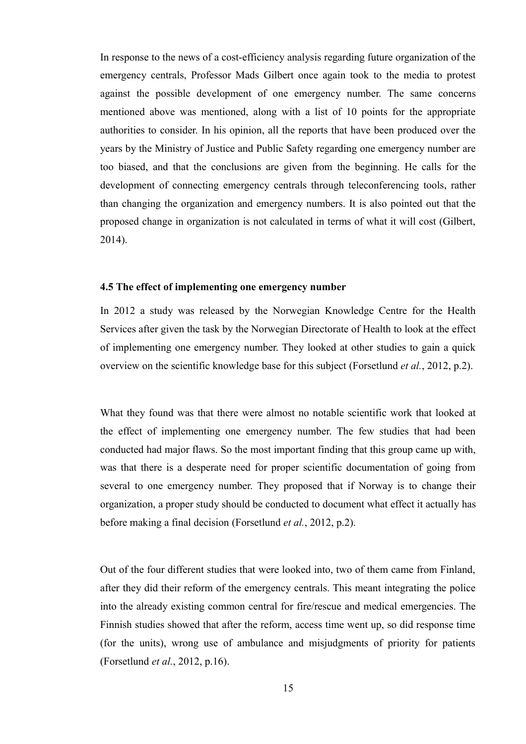In response to the news of a cost-efficiency analysis regarding future organization of the emergency centrals, Professor Mads Gilbert once again took to the media to protest against the possible development of one emergency number. The same concerns mentioned above was mentioned, along with a list of 10 points for the appropriate authorities to consider. In his opinion, all the reports that have been produced over the years by the Ministry of Justice and Public Safety regarding one emergency number are too biased, and that the conclusions are given from the beginning. He calls for the development of connecting emergency centrals through teleconferencing tools, rather than changing the organization and emergency numbers. It is also pointed out that the proposed change in organization is not calculated in terms of what it will cost (Gilbert, 2014).

### 4.5 The effect of implementing one emergency number

In 2012 a study was released by the Norwegian Knowledge Centre for the Health Services after given the task by the Norwegian Directorate of Health to look at the effect of implementing one emergency number. They looked at other studies to gain a quick overview on the scientific knowledge base for this subject (Forsetlund *et al.*, 2012, p.2).

What they found was that there were almost no notable scientific work that looked at the effect of implementing one emergency number. The few studies that had been conducted had major flaws. So the most important finding that this group came up with, was that there is a desperate need for proper scientific documentation of going from several to one emergency number. They proposed that if Norway is to change their organization, a proper study should be conducted to document what effect it actually has before making a final decision (Forsetlund *et al.*, 2012, p.2).

Out of the four different studies that were looked into, two of them came from Finland, after they did their reform of the emergency centrals. This meant integrating the police into the already existing common central for fire/rescue and medical emergencies. The Finnish studies showed that after the reform, access time went up, so did response time (for the units), wrong use of ambulance and misjudgments of priority for patients (Forsetlund *et al.*, 2012, p.16).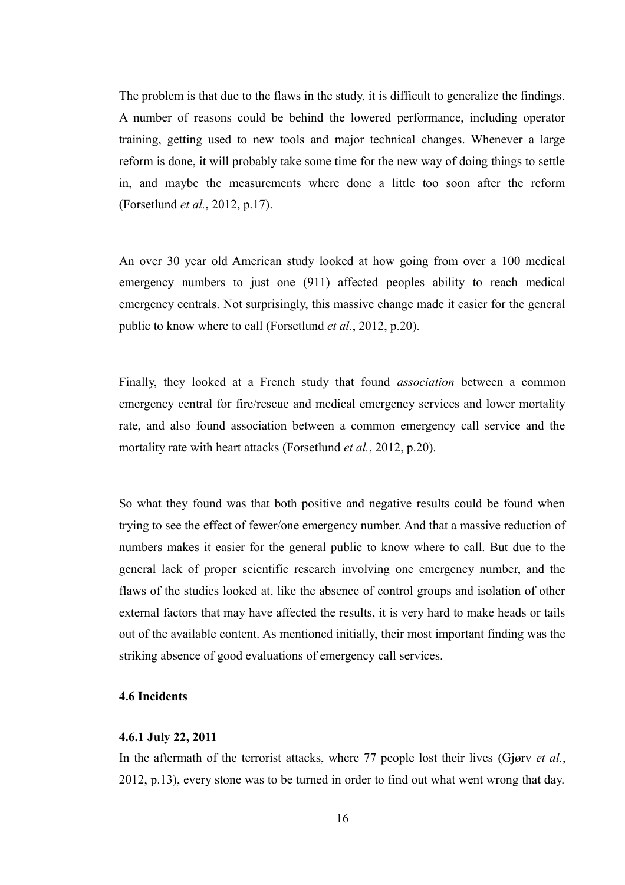The problem is that due to the flaws in the study, it is difficult to generalize the findings. A number of reasons could be behind the lowered performance, including operator training, getting used to new tools and major technical changes. Whenever a large reform is done, it will probably take some time for the new way of doing things to settle in, and maybe the measurements where done a little too soon after the reform (Forsetlund *et al.*, 2012, p.17).

An over 30 year old American study looked at how going from over a 100 medical emergency numbers to just one (911) affected peoples ability to reach medical emergency centrals. Not surprisingly, this massive change made it easier for the general public to know where to call (Forsetlund *et al.*, 2012, p.20).

Finally, they looked at a French study that found *association* between a common emergency central for fire/rescue and medical emergency services and lower mortality rate, and also found association between a common emergency call service and the mortality rate with heart attacks (Forsetlund *et al.*, 2012, p.20).

So what they found was that both positive and negative results could be found when trying to see the effect of fewer/one emergency number. And that a massive reduction of numbers makes it easier for the general public to know where to call. But due to the general lack of proper scientific research involving one emergency number, and the flaws of the studies looked at, like the absence of control groups and isolation of other external factors that may have affected the results, it is very hard to make heads or tails out of the available content. As mentioned initially, their most important finding was the striking absence of good evaluations of emergency call services.

### 4.6 Incidents

#### 4.6.1 July 22, 2011

In the aftermath of the terrorist attacks, where 77 people lost their lives (Gjørv *et al.*, 2012, p.13), every stone was to be turned in order to find out what went wrong that day.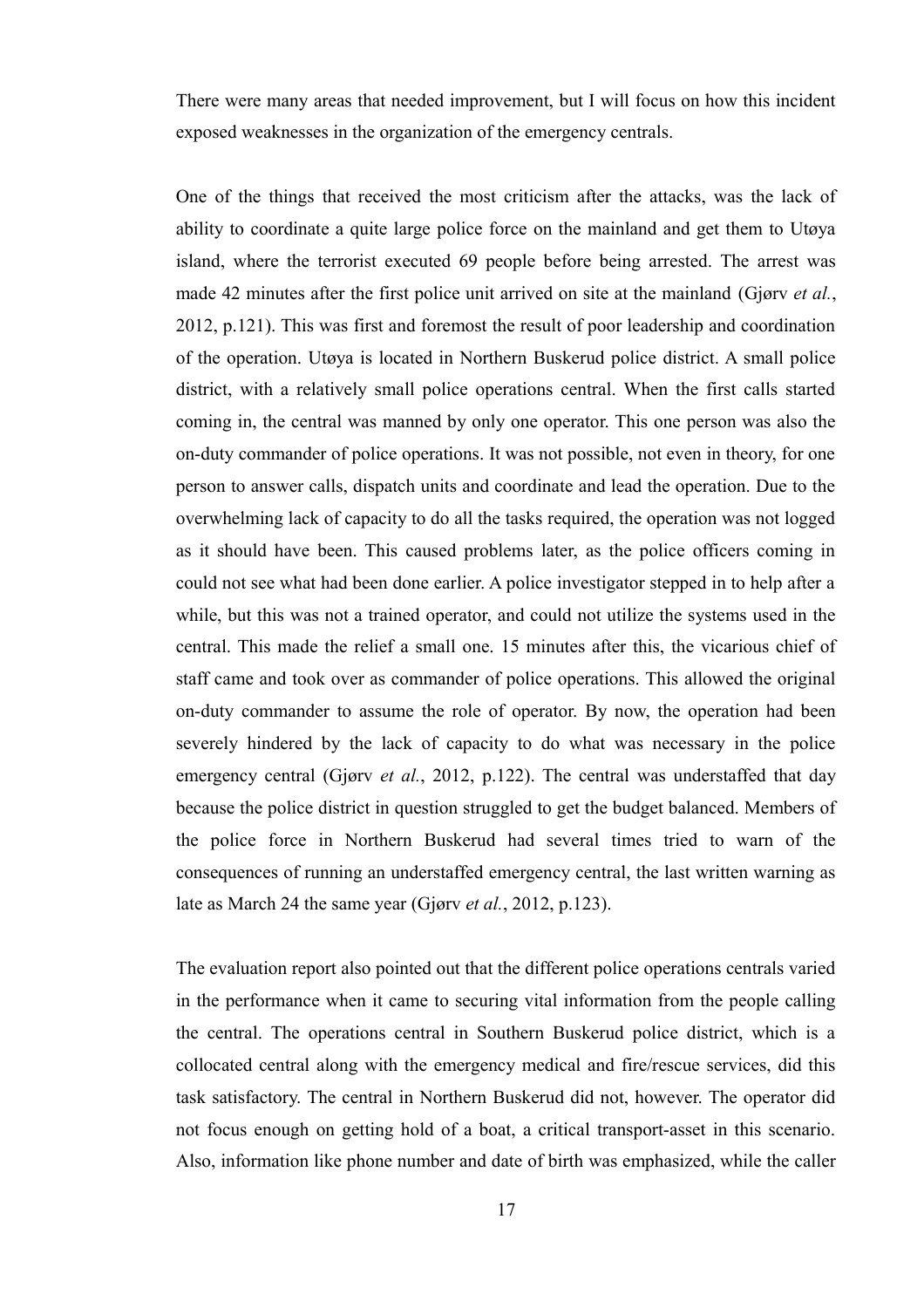There were many areas that needed improvement, but I will focus on how this incident exposed weaknesses in the organization of the emergency centrals.

One of the things that received the most criticism after the attacks, was the lack of ability to coordinate a quite large police force on the mainland and get them to Utøya island, where the terrorist executed 69 people before being arrested. The arrest was made 42 minutes after the first police unit arrived on site at the mainland (Gjørv *et al.*, 2012, p.121). This was first and foremost the result of poor leadership and coordination of the operation. Utøya is located in Northern Buskerud police district. A small police district, with a relatively small police operations central. When the first calls started coming in, the central was manned by only one operator. This one person was also the on-duty commander of police operations. It was not possible, not even in theory, for one person to answer calls, dispatch units and coordinate and lead the operation. Due to the overwhelming lack of capacity to do all the tasks required, the operation was not logged as it should have been. This caused problems later, as the police officers coming in could not see what had been done earlier. A police investigator stepped in to help after a while, but this was not a trained operator, and could not utilize the systems used in the central. This made the relief a small one. 15 minutes after this, the vicarious chief of staff came and took over as commander of police operations. This allowed the original on-duty commander to assume the role of operator. By now, the operation had been severely hindered by the lack of capacity to do what was necessary in the police emergency central (Gjørv *et al.*, 2012, p.122). The central was understaffed that day because the police district in question struggled to get the budget balanced. Members of the police force in Northern Buskerud had several times tried to warn of the consequences of running an understaffed emergency central, the last written warning as late as March 24 the same year (Gjørv *et al.*, 2012, p.123).

The evaluation report also pointed out that the different police operations centrals varied in the performance when it came to securing vital information from the people calling the central. The operations central in Southern Buskerud police district, which is a collocated central along with the emergency medical and fire/rescue services, did this task satisfactory. The central in Northern Buskerud did not, however. The operator did not focus enough on getting hold of a boat, a critical transport-asset in this scenario. Also, information like phone number and date of birth was emphasized, while the caller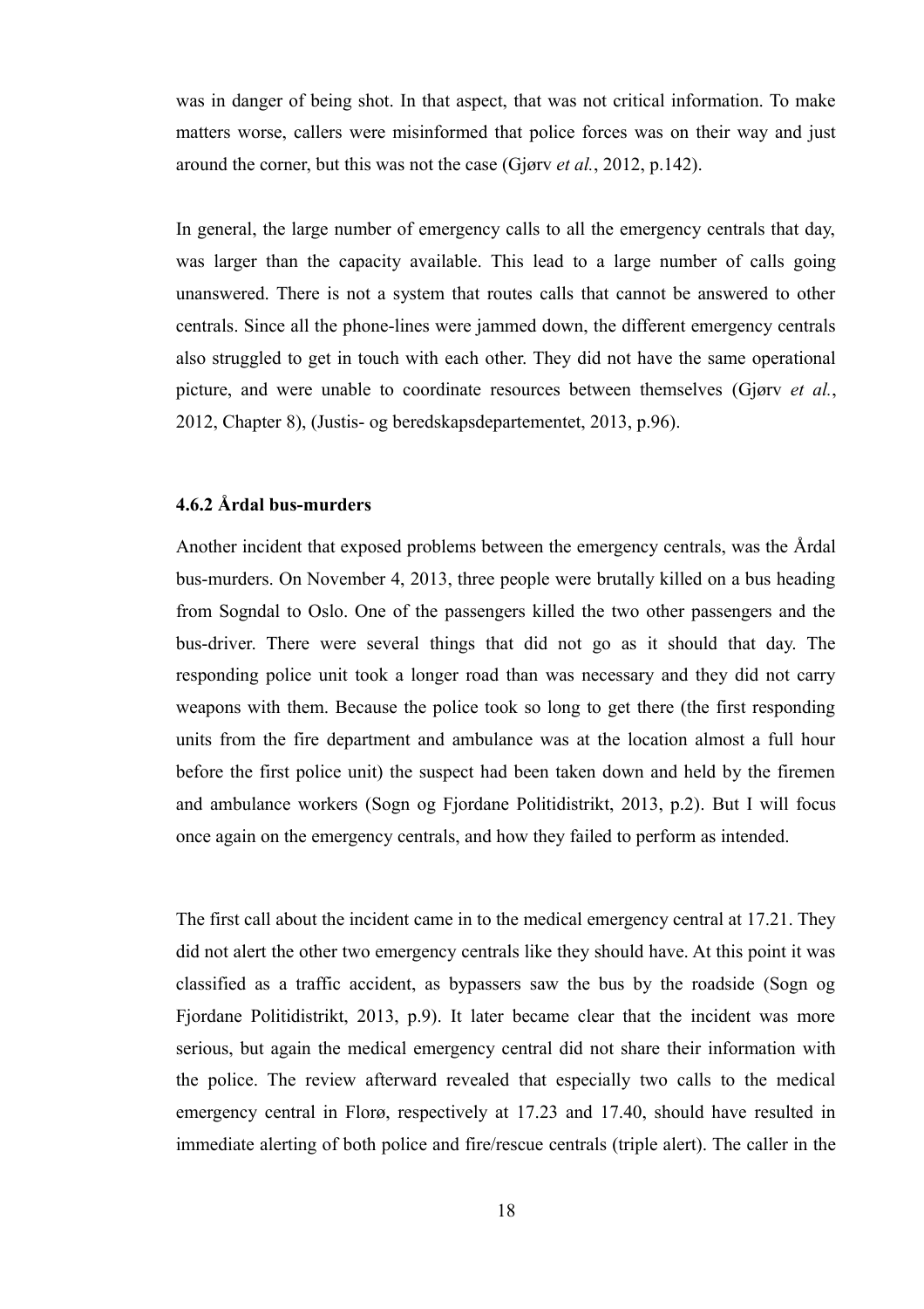was in danger of being shot. In that aspect, that was not critical information. To make matters worse, callers were misinformed that police forces was on their way and just around the corner, but this was not the case (Gjørv *et al.*, 2012, p.142).

In general, the large number of emergency calls to all the emergency centrals that day, was larger than the capacity available. This lead to a large number of calls going unanswered. There is not a system that routes calls that cannot be answered to other centrals. Since all the phone-lines were jammed down, the different emergency centrals also struggled to get in touch with each other. They did not have the same operational picture, and were unable to coordinate resources between themselves (Gjørv *et al.*, 2012, Chapter 8), (Justis- og beredskapsdepartementet, 2013, p.96).

### 4.6.2 Årdal bus-murders

Another incident that exposed problems between the emergency centrals, was the Årdal bus-murders. On November 4, 2013, three people were brutally killed on a bus heading from Sogndal to Oslo. One of the passengers killed the two other passengers and the bus-driver. There were several things that did not go as it should that day. The responding police unit took a longer road than was necessary and they did not carry weapons with them. Because the police took so long to get there (the first responding units from the fire department and ambulance was at the location almost a full hour before the first police unit) the suspect had been taken down and held by the firemen and ambulance workers (Sogn og Fjordane Politidistrikt, 2013, p.2). But I will focus once again on the emergency centrals, and how they failed to perform as intended.

The first call about the incident came in to the medical emergency central at 17.21. They did not alert the other two emergency centrals like they should have. At this point it was classified as a traffic accident, as bypassers saw the bus by the roadside (Sogn og Fjordane Politidistrikt, 2013, p.9). It later became clear that the incident was more serious, but again the medical emergency central did not share their information with the police. The review afterward revealed that especially two calls to the medical emergency central in Florø, respectively at 17.23 and 17.40, should have resulted in immediate alerting of both police and fire/rescue centrals (triple alert). The caller in the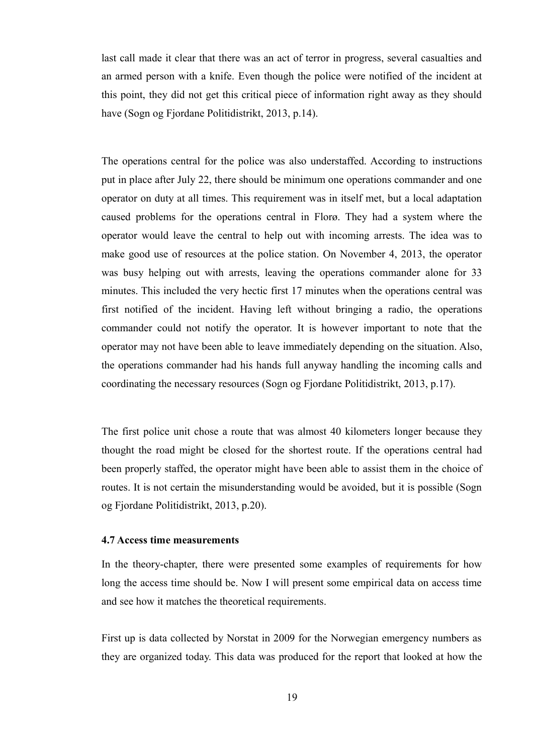last call made it clear that there was an act of terror in progress, several casualties and an armed person with a knife. Even though the police were notified of the incident at this point, they did not get this critical piece of information right away as they should have (Sogn og Fjordane Politidistrikt, 2013, p.14).

The operations central for the police was also understaffed. According to instructions put in place after July 22, there should be minimum one operations commander and one operator on duty at all times. This requirement was in itself met, but a local adaptation caused problems for the operations central in Florø. They had a system where the operator would leave the central to help out with incoming arrests. The idea was to make good use of resources at the police station. On November 4, 2013, the operator was busy helping out with arrests, leaving the operations commander alone for 33 minutes. This included the very hectic first 17 minutes when the operations central was first notified of the incident. Having left without bringing a radio, the operations commander could not notify the operator. It is however important to note that the operator may not have been able to leave immediately depending on the situation. Also, the operations commander had his hands full anyway handling the incoming calls and coordinating the necessary resources (Sogn og Fjordane Politidistrikt, 2013, p.17).

The first police unit chose a route that was almost 40 kilometers longer because they thought the road might be closed for the shortest route. If the operations central had been properly staffed, the operator might have been able to assist them in the choice of routes. It is not certain the misunderstanding would be avoided, but it is possible (Sogn og Fjordane Politidistrikt, 2013, p.20).

### 4.7 Access time measurements

In the theory-chapter, there were presented some examples of requirements for how long the access time should be. Now I will present some empirical data on access time and see how it matches the theoretical requirements.

First up is data collected by Norstat in 2009 for the Norwegian emergency numbers as they are organized today. This data was produced for the report that looked at how the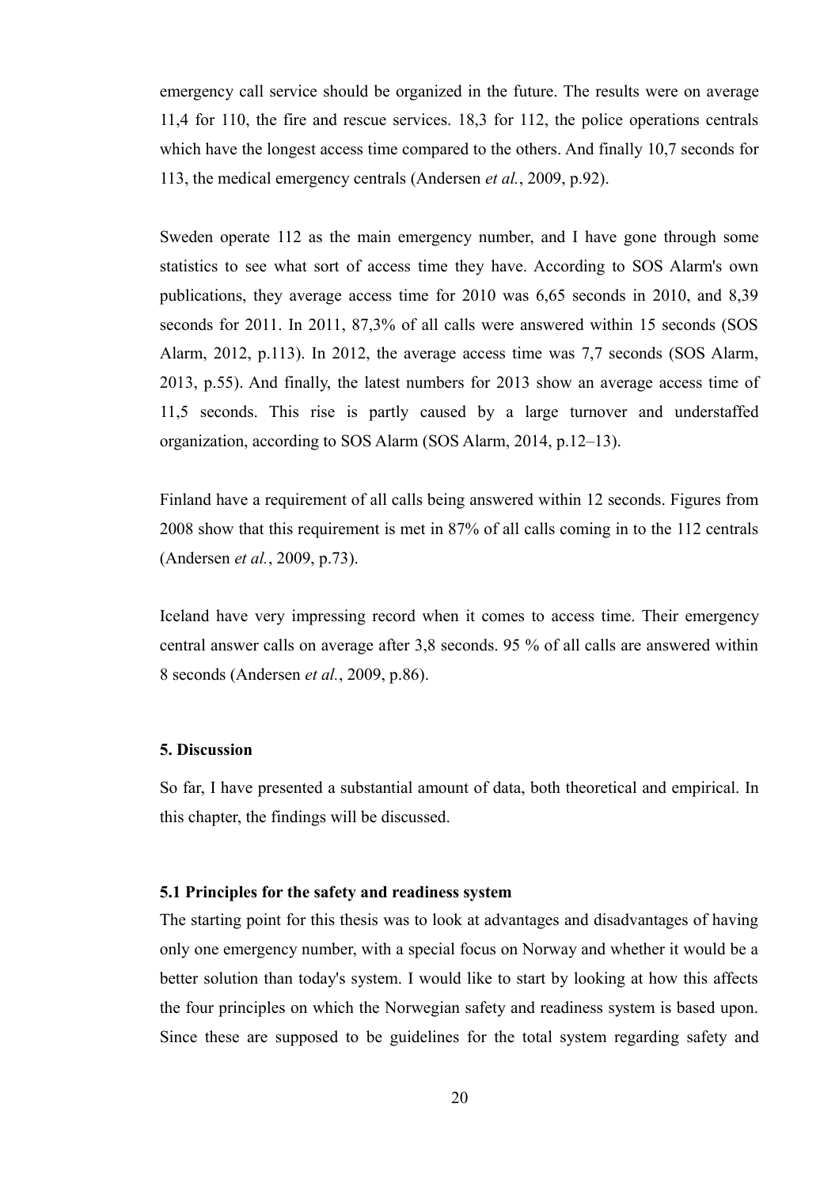emergency call service should be organized in the future. The results were on average 11,4 for 110, the fire and rescue services. 18,3 for 112, the police operations centrals which have the longest access time compared to the others. And finally 10,7 seconds for 113, the medical emergency centrals (Andersen *et al.*, 2009, p.92).

Sweden operate 112 as the main emergency number, and I have gone through some statistics to see what sort of access time they have. According to SOS Alarm's own publications, they average access time for 2010 was 6,65 seconds in 2010, and 8,39 seconds for 2011. In 2011, 87,3% of all calls were answered within 15 seconds (SOS Alarm, 2012, p.113). In 2012, the average access time was 7,7 seconds (SOS Alarm, 2013, p.55). And finally, the latest numbers for 2013 show an average access time of 11,5 seconds. This rise is partly caused by a large turnover and understaffed organization, according to SOS Alarm (SOS Alarm, 2014, p.12–13).

Finland have a requirement of all calls being answered within 12 seconds. Figures from 2008 show that this requirement is met in 87% of all calls coming in to the 112 centrals (Andersen *et al.*, 2009, p.73).

Iceland have very impressing record when it comes to access time. Their emergency central answer calls on average after 3,8 seconds. 95 % of all calls are answered within 8 seconds (Andersen *et al.*, 2009, p.86).

## 5. Discussion

So far, I have presented a substantial amount of data, both theoretical and empirical. In this chapter, the findings will be discussed.

### 5.1 Principles for the safety and readiness system

The starting point for this thesis was to look at advantages and disadvantages of having only one emergency number, with a special focus on Norway and whether it would be a better solution than today's system. I would like to start by looking at how this affects the four principles on which the Norwegian safety and readiness system is based upon. Since these are supposed to be guidelines for the total system regarding safety and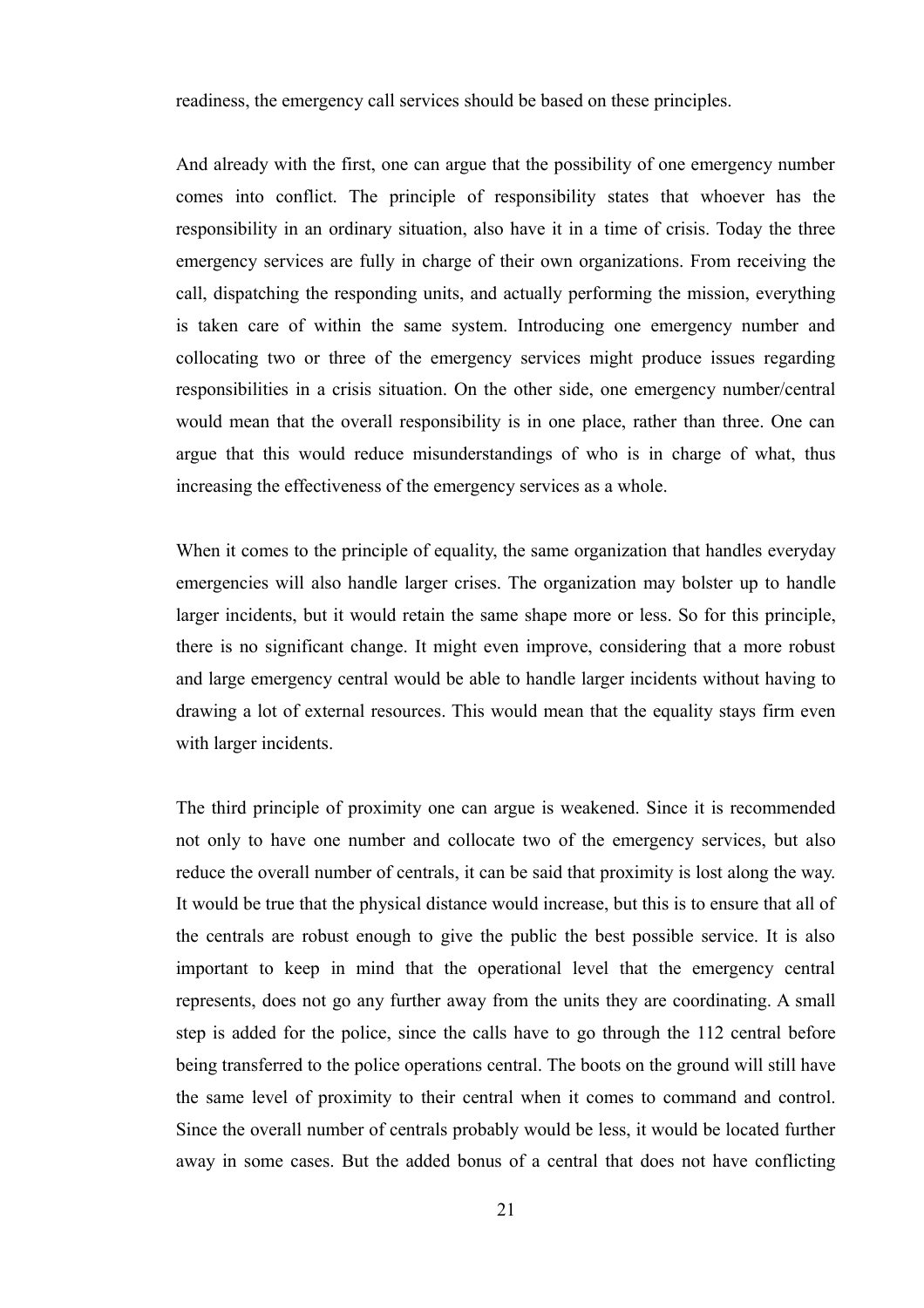readiness, the emergency call services should be based on these principles.

And already with the first, one can argue that the possibility of one emergency number comes into conflict. The principle of responsibility states that whoever has the responsibility in an ordinary situation, also have it in a time of crisis. Today the three emergency services are fully in charge of their own organizations. From receiving the call, dispatching the responding units, and actually performing the mission, everything is taken care of within the same system. Introducing one emergency number and collocating two or three of the emergency services might produce issues regarding responsibilities in a crisis situation. On the other side, one emergency number/central would mean that the overall responsibility is in one place, rather than three. One can argue that this would reduce misunderstandings of who is in charge of what, thus increasing the effectiveness of the emergency services as a whole.

When it comes to the principle of equality, the same organization that handles everyday emergencies will also handle larger crises. The organization may bolster up to handle larger incidents, but it would retain the same shape more or less. So for this principle, there is no significant change. It might even improve, considering that a more robust and large emergency central would be able to handle larger incidents without having to drawing a lot of external resources. This would mean that the equality stays firm even with larger incidents.

The third principle of proximity one can argue is weakened. Since it is recommended not only to have one number and collocate two of the emergency services, but also reduce the overall number of centrals, it can be said that proximity is lost along the way. It would be true that the physical distance would increase, but this is to ensure that all of the centrals are robust enough to give the public the best possible service. It is also important to keep in mind that the operational level that the emergency central represents, does not go any further away from the units they are coordinating. A small step is added for the police, since the calls have to go through the 112 central before being transferred to the police operations central. The boots on the ground will still have the same level of proximity to their central when it comes to command and control. Since the overall number of centrals probably would be less, it would be located further away in some cases. But the added bonus of a central that does not have conflicting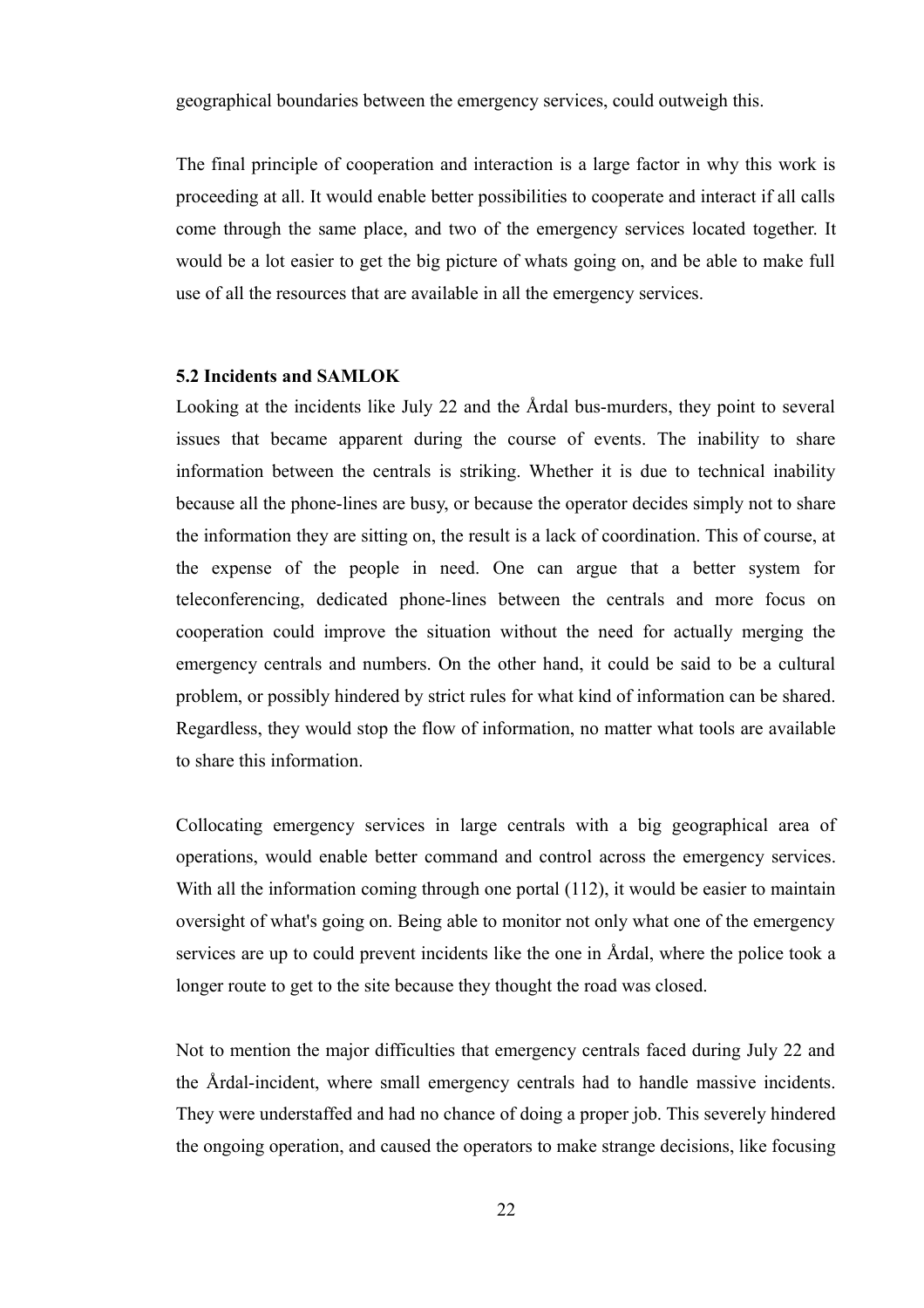geographical boundaries between the emergency services, could outweigh this.

The final principle of cooperation and interaction is a large factor in why this work is proceeding at all. It would enable better possibilities to cooperate and interact if all calls come through the same place, and two of the emergency services located together. It would be a lot easier to get the big picture of whats going on, and be able to make full use of all the resources that are available in all the emergency services.

### 5.2 Incidents and SAMLOK

Looking at the incidents like July 22 and the Årdal bus-murders, they point to several issues that became apparent during the course of events. The inability to share information between the centrals is striking. Whether it is due to technical inability because all the phone-lines are busy, or because the operator decides simply not to share the information they are sitting on, the result is a lack of coordination. This of course, at the expense of the people in need. One can argue that a better system for teleconferencing, dedicated phone-lines between the centrals and more focus on cooperation could improve the situation without the need for actually merging the emergency centrals and numbers. On the other hand, it could be said to be a cultural problem, or possibly hindered by strict rules for what kind of information can be shared. Regardless, they would stop the flow of information, no matter what tools are available to share this information.

Collocating emergency services in large centrals with a big geographical area of operations, would enable better command and control across the emergency services. With all the information coming through one portal (112), it would be easier to maintain oversight of what's going on. Being able to monitor not only what one of the emergency services are up to could prevent incidents like the one in Årdal, where the police took a longer route to get to the site because they thought the road was closed.

Not to mention the major difficulties that emergency centrals faced during July 22 and the Årdal-incident, where small emergency centrals had to handle massive incidents. They were understaffed and had no chance of doing a proper job. This severely hindered the ongoing operation, and caused the operators to make strange decisions, like focusing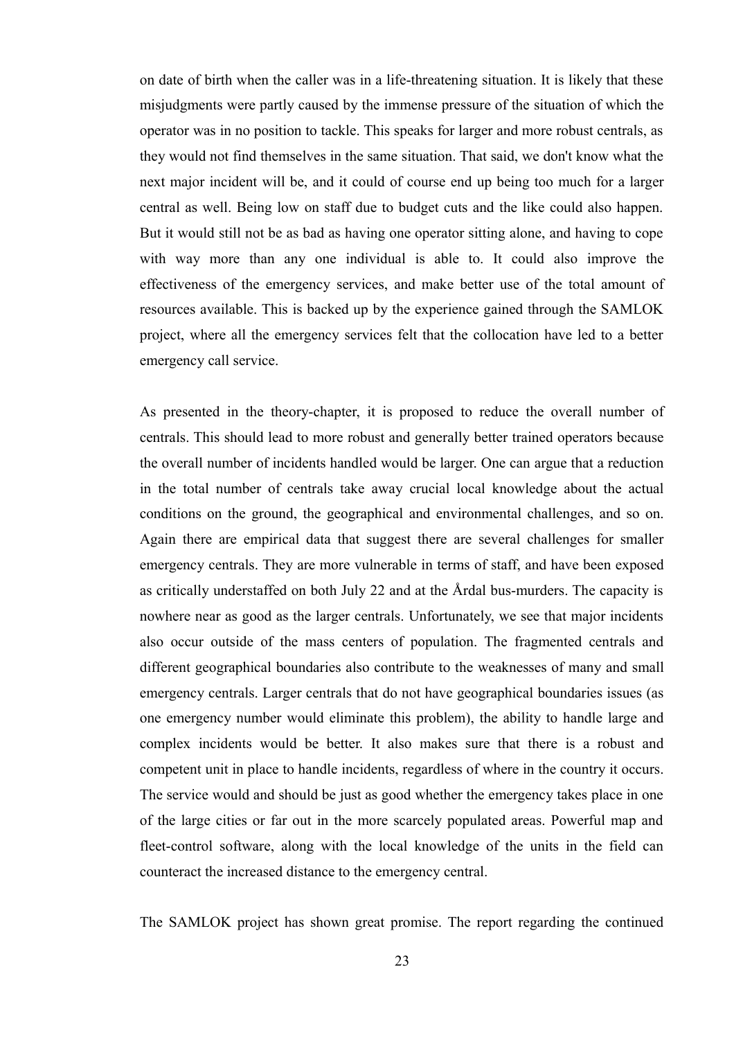on date of birth when the caller was in a life-threatening situation. It is likely that these misjudgments were partly caused by the immense pressure of the situation of which the operator was in no position to tackle. This speaks for larger and more robust centrals, as they would not find themselves in the same situation. That said, we don't know what the next major incident will be, and it could of course end up being too much for a larger central as well. Being low on staff due to budget cuts and the like could also happen. But it would still not be as bad as having one operator sitting alone, and having to cope with way more than any one individual is able to. It could also improve the effectiveness of the emergency services, and make better use of the total amount of resources available. This is backed up by the experience gained through the SAMLOK project, where all the emergency services felt that the collocation have led to a better emergency call service.

As presented in the theory-chapter, it is proposed to reduce the overall number of centrals. This should lead to more robust and generally better trained operators because the overall number of incidents handled would be larger. One can argue that a reduction in the total number of centrals take away crucial local knowledge about the actual conditions on the ground, the geographical and environmental challenges, and so on. Again there are empirical data that suggest there are several challenges for smaller emergency centrals. They are more vulnerable in terms of staff, and have been exposed as critically understaffed on both July 22 and at the Årdal bus-murders. The capacity is nowhere near as good as the larger centrals. Unfortunately, we see that major incidents also occur outside of the mass centers of population. The fragmented centrals and different geographical boundaries also contribute to the weaknesses of many and small emergency centrals. Larger centrals that do not have geographical boundaries issues (as one emergency number would eliminate this problem), the ability to handle large and complex incidents would be better. It also makes sure that there is a robust and competent unit in place to handle incidents, regardless of where in the country it occurs. The service would and should be just as good whether the emergency takes place in one of the large cities or far out in the more scarcely populated areas. Powerful map and fleet-control software, along with the local knowledge of the units in the field can counteract the increased distance to the emergency central.

The SAMLOK project has shown great promise. The report regarding the continued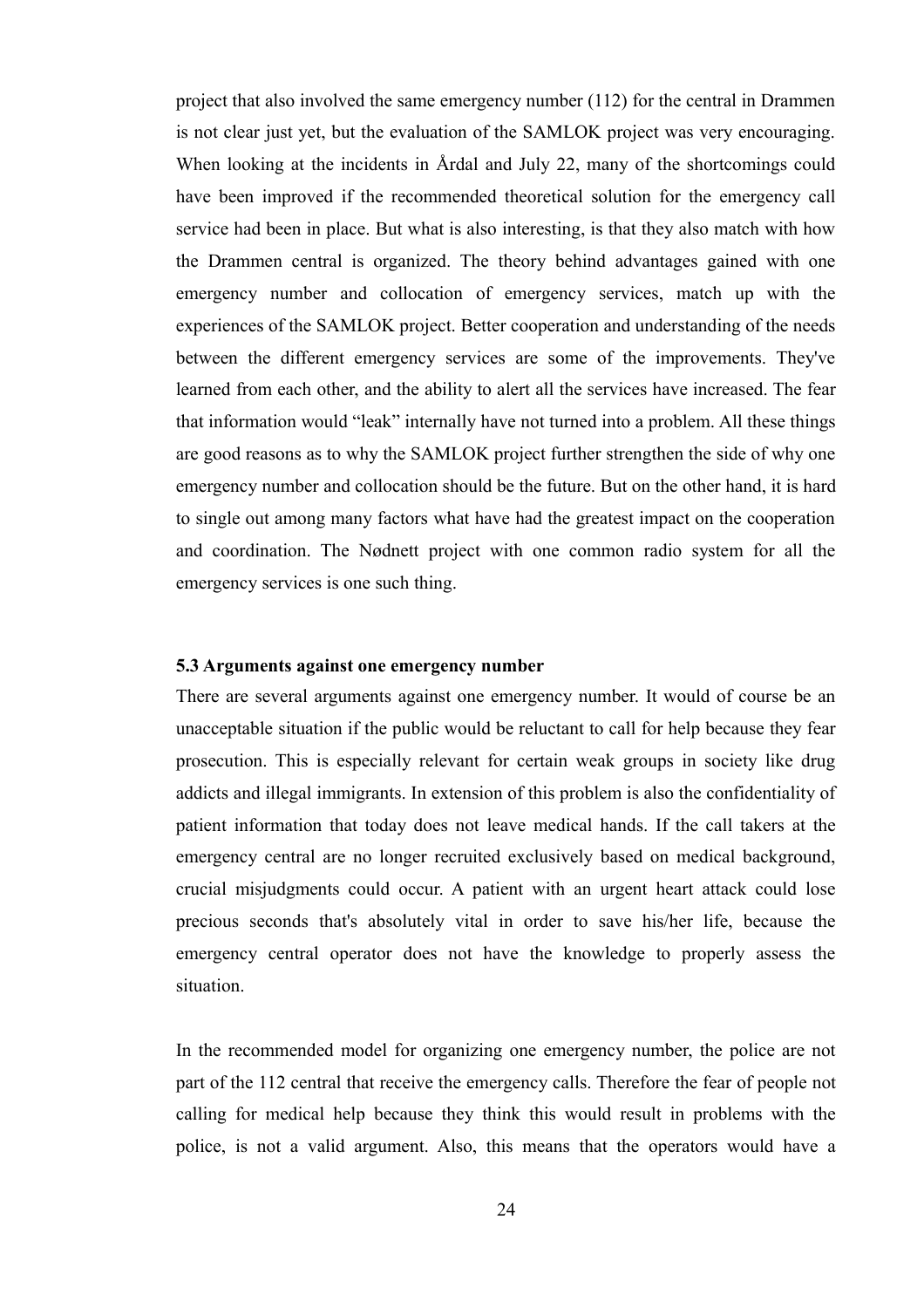project that also involved the same emergency number (112) for the central in Drammen is not clear just yet, but the evaluation of the SAMLOK project was very encouraging. When looking at the incidents in Årdal and July 22, many of the shortcomings could have been improved if the recommended theoretical solution for the emergency call service had been in place. But what is also interesting, is that they also match with how the Drammen central is organized. The theory behind advantages gained with one emergency number and collocation of emergency services, match up with the experiences of the SAMLOK project. Better cooperation and understanding of the needs between the different emergency services are some of the improvements. They've learned from each other, and the ability to alert all the services have increased. The fear that information would "leak" internally have not turned into a problem. All these things are good reasons as to why the SAMLOK project further strengthen the side of why one emergency number and collocation should be the future. But on the other hand, it is hard to single out among many factors what have had the greatest impact on the cooperation and coordination. The Nødnett project with one common radio system for all the emergency services is one such thing.

### 5.3 Arguments against one emergency number

There are several arguments against one emergency number. It would of course be an unacceptable situation if the public would be reluctant to call for help because they fear prosecution. This is especially relevant for certain weak groups in society like drug addicts and illegal immigrants. In extension of this problem is also the confidentiality of patient information that today does not leave medical hands. If the call takers at the emergency central are no longer recruited exclusively based on medical background, crucial misjudgments could occur. A patient with an urgent heart attack could lose precious seconds that's absolutely vital in order to save his/her life, because the emergency central operator does not have the knowledge to properly assess the situation.

In the recommended model for organizing one emergency number, the police are not part of the 112 central that receive the emergency calls. Therefore the fear of people not calling for medical help because they think this would result in problems with the police, is not a valid argument. Also, this means that the operators would have a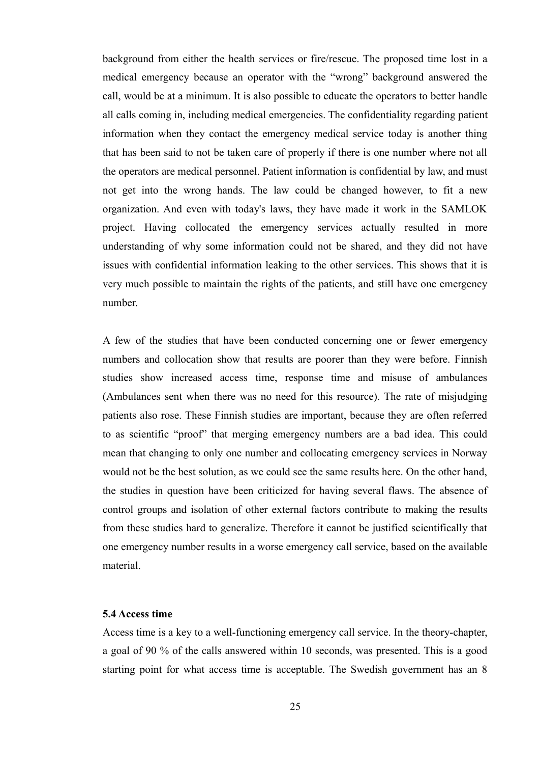background from either the health services or fire/rescue. The proposed time lost in a medical emergency because an operator with the "wrong" background answered the call, would be at a minimum. It is also possible to educate the operators to better handle all calls coming in, including medical emergencies. The confidentiality regarding patient information when they contact the emergency medical service today is another thing that has been said to not be taken care of properly if there is one number where not all the operators are medical personnel. Patient information is confidential by law, and must not get into the wrong hands. The law could be changed however, to fit a new organization. And even with today's laws, they have made it work in the SAMLOK project. Having collocated the emergency services actually resulted in more understanding of why some information could not be shared, and they did not have issues with confidential information leaking to the other services. This shows that it is very much possible to maintain the rights of the patients, and still have one emergency number.

A few of the studies that have been conducted concerning one or fewer emergency numbers and collocation show that results are poorer than they were before. Finnish studies show increased access time, response time and misuse of ambulances (Ambulances sent when there was no need for this resource). The rate of misjudging patients also rose. These Finnish studies are important, because they are often referred to as scientific "proof" that merging emergency numbers are a bad idea. This could mean that changing to only one number and collocating emergency services in Norway would not be the best solution, as we could see the same results here. On the other hand, the studies in question have been criticized for having several flaws. The absence of control groups and isolation of other external factors contribute to making the results from these studies hard to generalize. Therefore it cannot be justified scientifically that one emergency number results in a worse emergency call service, based on the available material.

### 5.4 Access time

Access time is a key to a well-functioning emergency call service. In the theory-chapter, a goal of 90 % of the calls answered within 10 seconds, was presented. This is a good starting point for what access time is acceptable. The Swedish government has an 8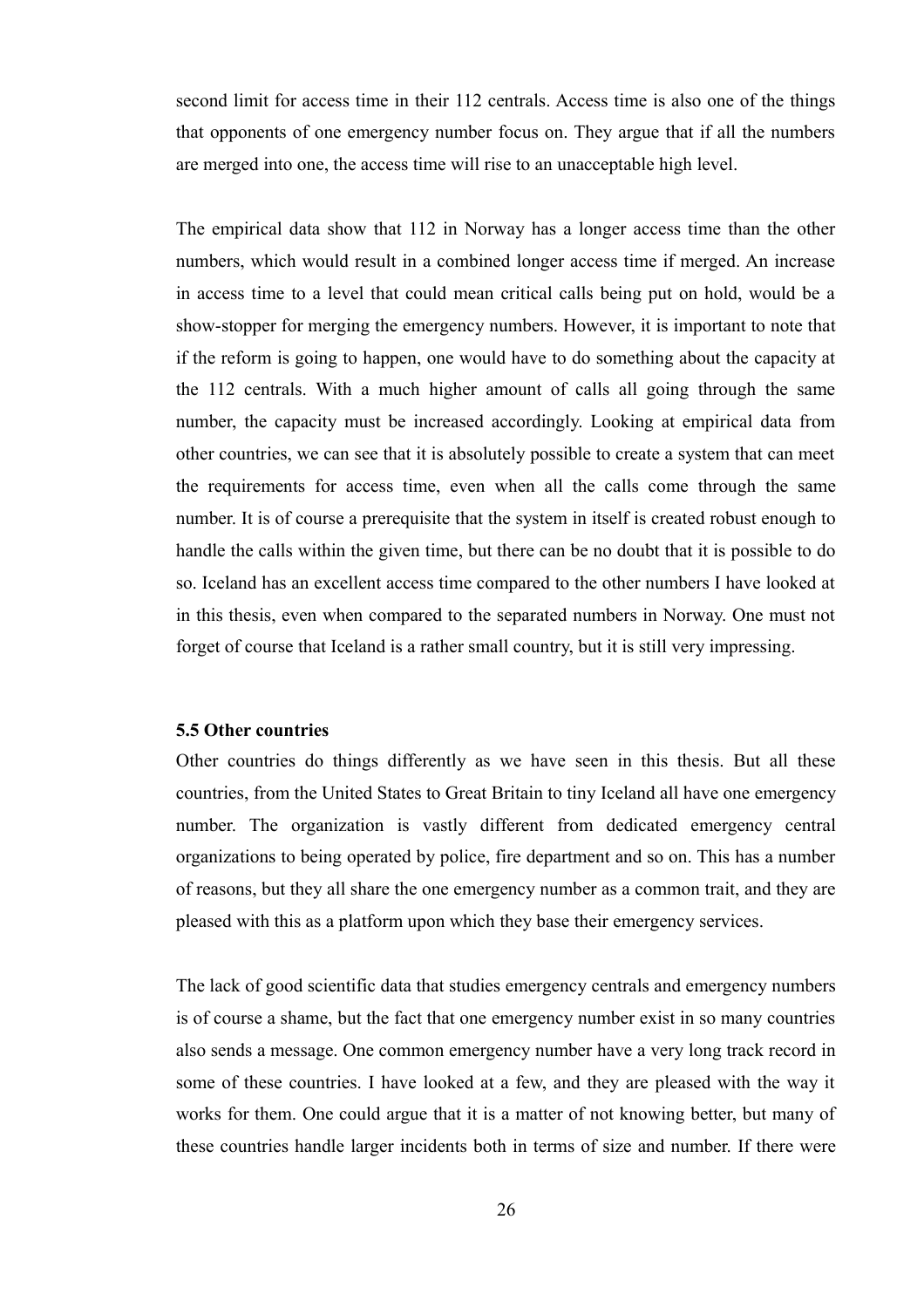second limit for access time in their 112 centrals. Access time is also one of the things that opponents of one emergency number focus on. They argue that if all the numbers are merged into one, the access time will rise to an unacceptable high level.

The empirical data show that 112 in Norway has a longer access time than the other numbers, which would result in a combined longer access time if merged. An increase in access time to a level that could mean critical calls being put on hold, would be a show-stopper for merging the emergency numbers. However, it is important to note that if the reform is going to happen, one would have to do something about the capacity at the 112 centrals. With a much higher amount of calls all going through the same number, the capacity must be increased accordingly. Looking at empirical data from other countries, we can see that it is absolutely possible to create a system that can meet the requirements for access time, even when all the calls come through the same number. It is of course a prerequisite that the system in itself is created robust enough to handle the calls within the given time, but there can be no doubt that it is possible to do so. Iceland has an excellent access time compared to the other numbers I have looked at in this thesis, even when compared to the separated numbers in Norway. One must not forget of course that Iceland is a rather small country, but it is still very impressing.

### 5.5 Other countries

Other countries do things differently as we have seen in this thesis. But all these countries, from the United States to Great Britain to tiny Iceland all have one emergency number. The organization is vastly different from dedicated emergency central organizations to being operated by police, fire department and so on. This has a number of reasons, but they all share the one emergency number as a common trait, and they are pleased with this as a platform upon which they base their emergency services.

The lack of good scientific data that studies emergency centrals and emergency numbers is of course a shame, but the fact that one emergency number exist in so many countries also sends a message. One common emergency number have a very long track record in some of these countries. I have looked at a few, and they are pleased with the way it works for them. One could argue that it is a matter of not knowing better, but many of these countries handle larger incidents both in terms of size and number. If there were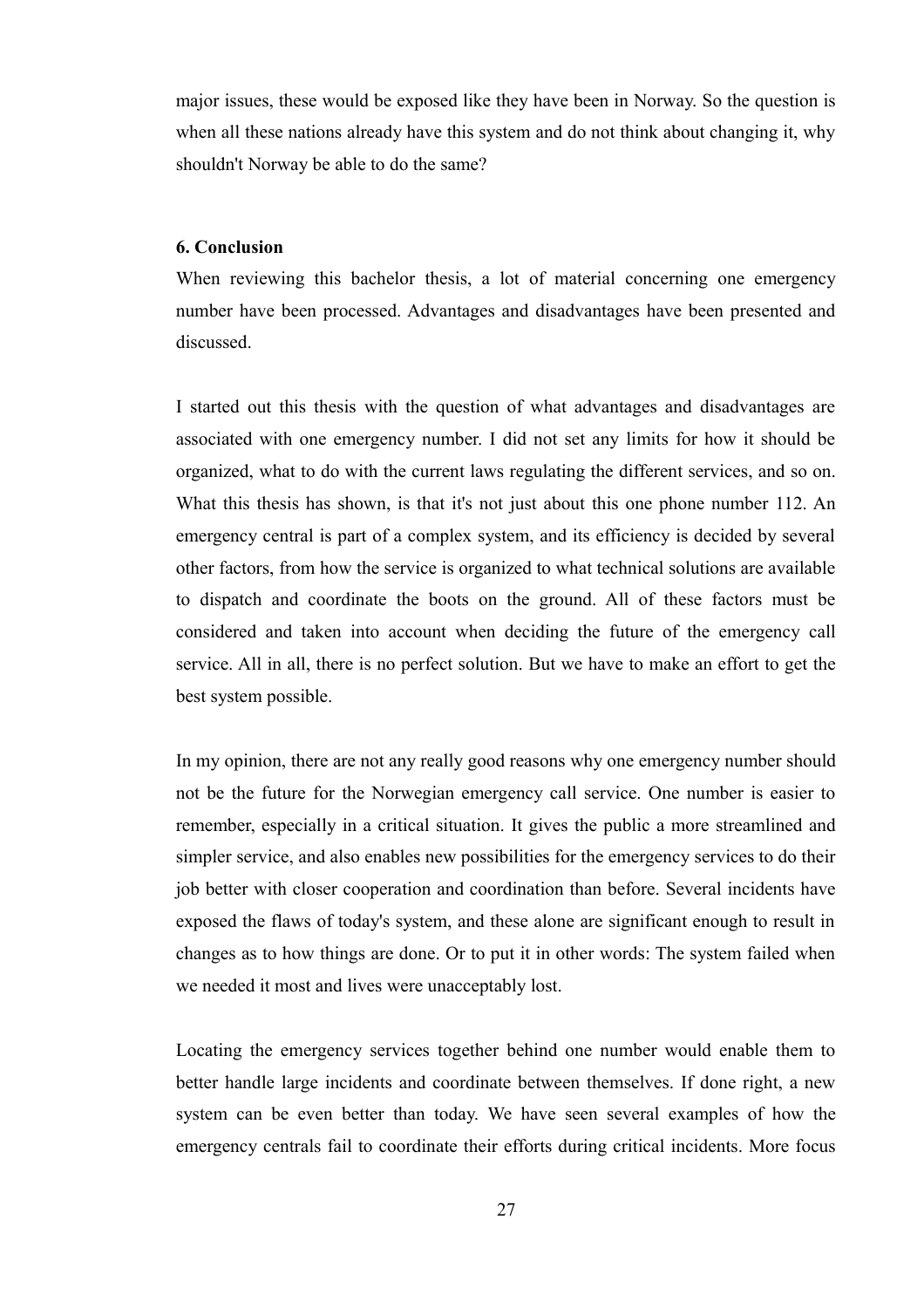major issues, these would be exposed like they have been in Norway. So the question is when all these nations already have this system and do not think about changing it, why shouldn't Norway be able to do the same?

### 6. Conclusion

When reviewing this bachelor thesis, a lot of material concerning one emergency number have been processed. Advantages and disadvantages have been presented and discussed.

I started out this thesis with the question of what advantages and disadvantages are associated with one emergency number. I did not set any limits for how it should be organized, what to do with the current laws regulating the different services, and so on. What this thesis has shown, is that it's not just about this one phone number 112. An emergency central is part of a complex system, and its efficiency is decided by several other factors, from how the service is organized to what technical solutions are available to dispatch and coordinate the boots on the ground. All of these factors must be considered and taken into account when deciding the future of the emergency call service. All in all, there is no perfect solution. But we have to make an effort to get the best system possible.

In my opinion, there are not any really good reasons why one emergency number should not be the future for the Norwegian emergency call service. One number is easier to remember, especially in a critical situation. It gives the public a more streamlined and simpler service, and also enables new possibilities for the emergency services to do their job better with closer cooperation and coordination than before. Several incidents have exposed the flaws of today's system, and these alone are significant enough to result in changes as to how things are done. Or to put it in other words: The system failed when we needed it most and lives were unacceptably lost.

Locating the emergency services together behind one number would enable them to better handle large incidents and coordinate between themselves. If done right, a new system can be even better than today. We have seen several examples of how the emergency centrals fail to coordinate their efforts during critical incidents. More focus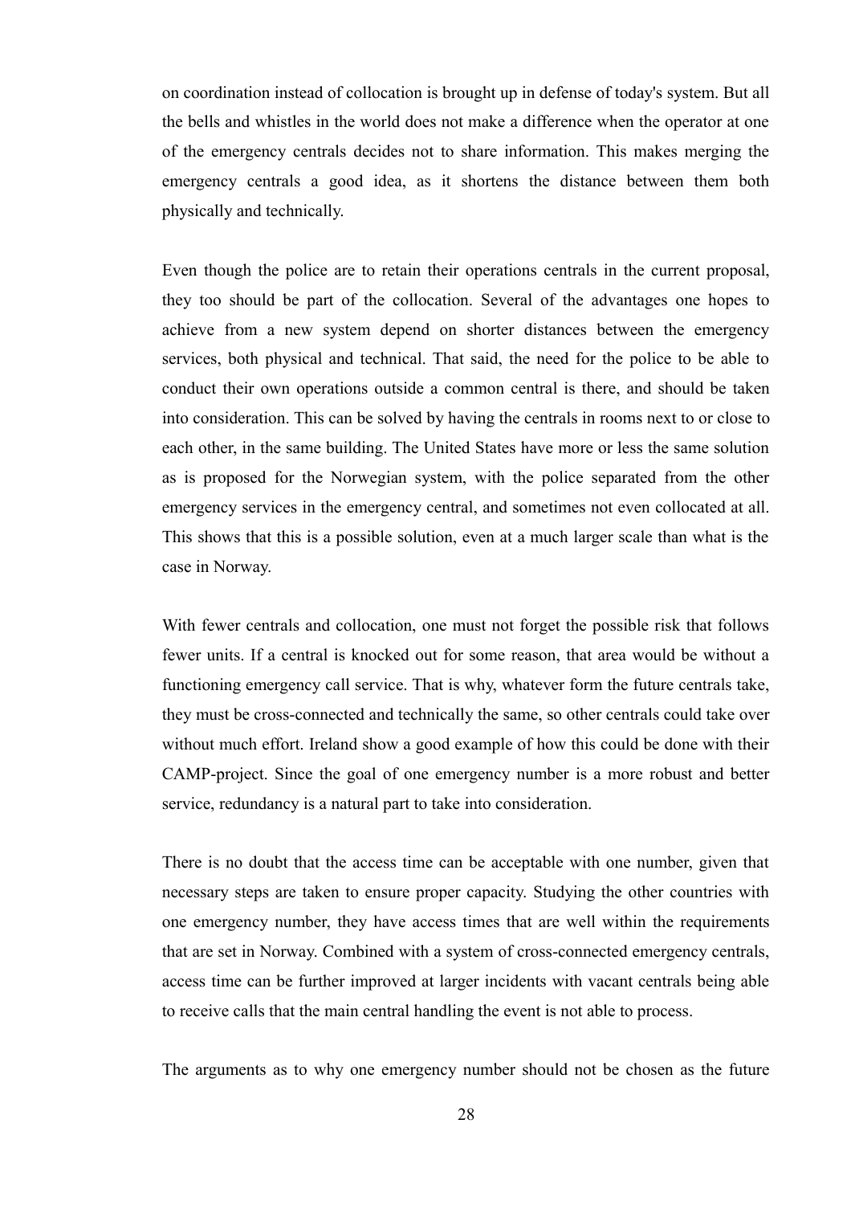on coordination instead of collocation is brought up in defense of today's system. But all the bells and whistles in the world does not make a difference when the operator at one of the emergency centrals decides not to share information. This makes merging the emergency centrals a good idea, as it shortens the distance between them both physically and technically.

Even though the police are to retain their operations centrals in the current proposal, they too should be part of the collocation. Several of the advantages one hopes to achieve from a new system depend on shorter distances between the emergency services, both physical and technical. That said, the need for the police to be able to conduct their own operations outside a common central is there, and should be taken into consideration. This can be solved by having the centrals in rooms next to or close to each other, in the same building. The United States have more or less the same solution as is proposed for the Norwegian system, with the police separated from the other emergency services in the emergency central, and sometimes not even collocated at all. This shows that this is a possible solution, even at a much larger scale than what is the case in Norway.

With fewer centrals and collocation, one must not forget the possible risk that follows fewer units. If a central is knocked out for some reason, that area would be without a functioning emergency call service. That is why, whatever form the future centrals take, they must be cross-connected and technically the same, so other centrals could take over without much effort. Ireland show a good example of how this could be done with their CAMP-project. Since the goal of one emergency number is a more robust and better service, redundancy is a natural part to take into consideration.

There is no doubt that the access time can be acceptable with one number, given that necessary steps are taken to ensure proper capacity. Studying the other countries with one emergency number, they have access times that are well within the requirements that are set in Norway. Combined with a system of cross-connected emergency centrals, access time can be further improved at larger incidents with vacant centrals being able to receive calls that the main central handling the event is not able to process.

The arguments as to why one emergency number should not be chosen as the future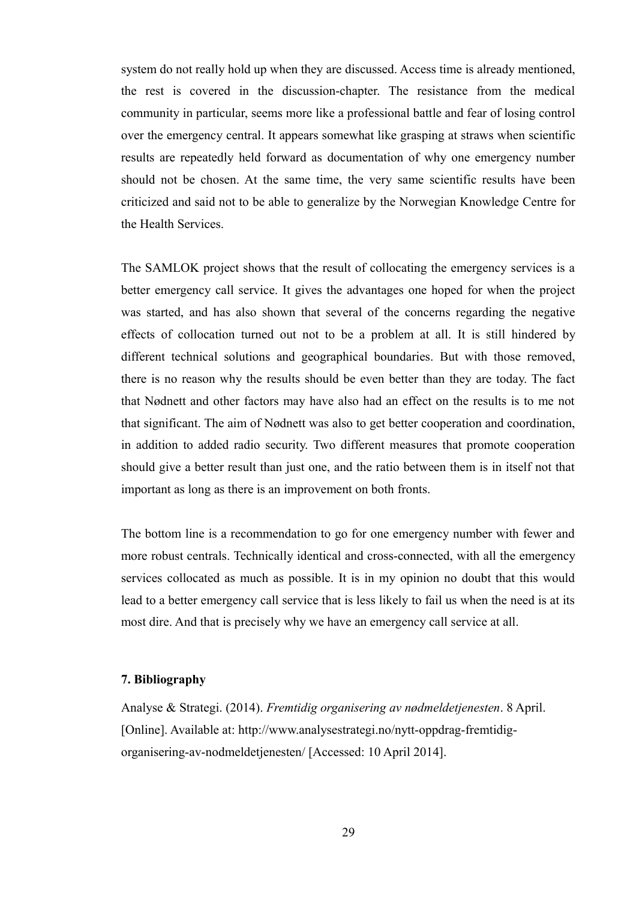system do not really hold up when they are discussed. Access time is already mentioned, the rest is covered in the discussion-chapter. The resistance from the medical community in particular, seems more like a professional battle and fear of losing control over the emergency central. It appears somewhat like grasping at straws when scientific results are repeatedly held forward as documentation of why one emergency number should not be chosen. At the same time, the very same scientific results have been criticized and said not to be able to generalize by the Norwegian Knowledge Centre for the Health Services.

The SAMLOK project shows that the result of collocating the emergency services is a better emergency call service. It gives the advantages one hoped for when the project was started, and has also shown that several of the concerns regarding the negative effects of collocation turned out not to be a problem at all. It is still hindered by different technical solutions and geographical boundaries. But with those removed, there is no reason why the results should be even better than they are today. The fact that Nødnett and other factors may have also had an effect on the results is to me not that significant. The aim of Nødnett was also to get better cooperation and coordination, in addition to added radio security. Two different measures that promote cooperation should give a better result than just one, and the ratio between them is in itself not that important as long as there is an improvement on both fronts.

The bottom line is a recommendation to go for one emergency number with fewer and more robust centrals. Technically identical and cross-connected, with all the emergency services collocated as much as possible. It is in my opinion no doubt that this would lead to a better emergency call service that is less likely to fail us when the need is at its most dire. And that is precisely why we have an emergency call service at all.

## 7. Bibliography

Analyse & Strategi. (2014). *Fremtidig organisering av nødmeldetjenesten*. 8 April. [Online]. Available at: http://www.analysestrategi.no/nytt-oppdrag-fremtidig-organisering-av-nodmeldetjenesten/ [Accessed: 10 April 2014].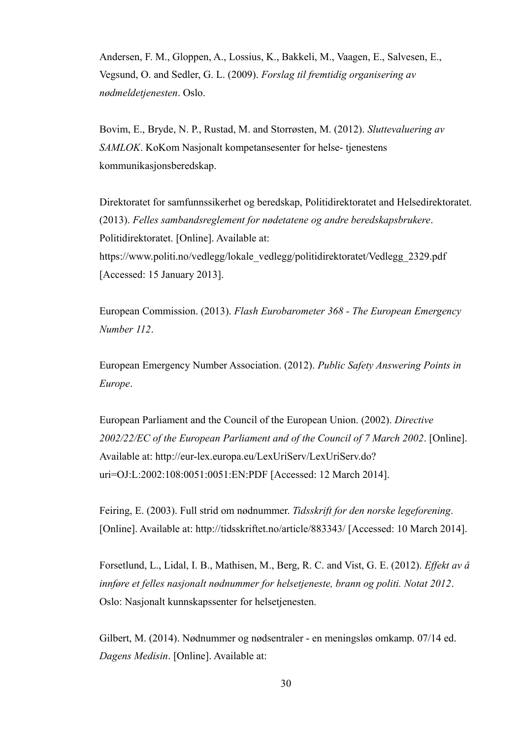Andersen, F. M., Gloppen, A., Lossius, K., Bakkeli, M., Vaagen, E., Salvesen, E., Vegsund, O. and Sedler, G. L. (2009). *Forslag til fremtidig organisering av nødmeldetjenesten*. Oslo.

Bovim, E., Bryde, N. P., Rustad, M. and Storrøsten, M. (2012). *Sluttevaluering av SAMLOK*. KoKom Nasjonalt kompetansesenter for helse- tjenestens kommunikasjonsberedskap.

Direktoratet for samfunnssikerhet og beredskap, Politidirektoratet and Helsedirektoratet. (2013). *Felles sambandsreglement for nødetatene og andre beredskapsbrukere*. Politidirektoratet. [Online]. Available at: https://www.politi.no/vedlegg/lokale_vedlegg/politidirektoratet/Vedlegg_2329.pdf [Accessed: 15 January 2013].

European Commission. (2013). *Flash Eurobarometer 368 - The European Emergency Number 112*.

European Emergency Number Association. (2012). *Public Safety Answering Points in Europe*.

European Parliament and the Council of the European Union. (2002). *Directive 2002/22/EC of the European Parliament and of the Council of 7 March 2002*. [Online]. Available at: http://eur-lex.europa.eu/LexUriServ/LexUriServ.do?uri=OJ:L:2002:108:0051:0051:EN:PDF [Accessed: 12 March 2014].

Feiring, E. (2003). Full strid om nødnummer. *Tidsskrift for den norske legeforening*. [Online]. Available at: http://tidsskriftet.no/article/883343/ [Accessed: 10 March 2014].

Forsetlund, L., Lidal, I. B., Mathisen, M., Berg, R. C. and Vist, G. E. (2012). *Effekt av å innføre et felles nasjonalt nødnummer for helsetjeneste, brann og politi. Notat 2012*. Oslo: Nasjonalt kunnskapssenter for helsetjenesten.

Gilbert, M. (2014). Nødnummer og nødsentraler - en meningsløs omkamp. 07/14 ed. *Dagens Medisin*. [Online]. Available at: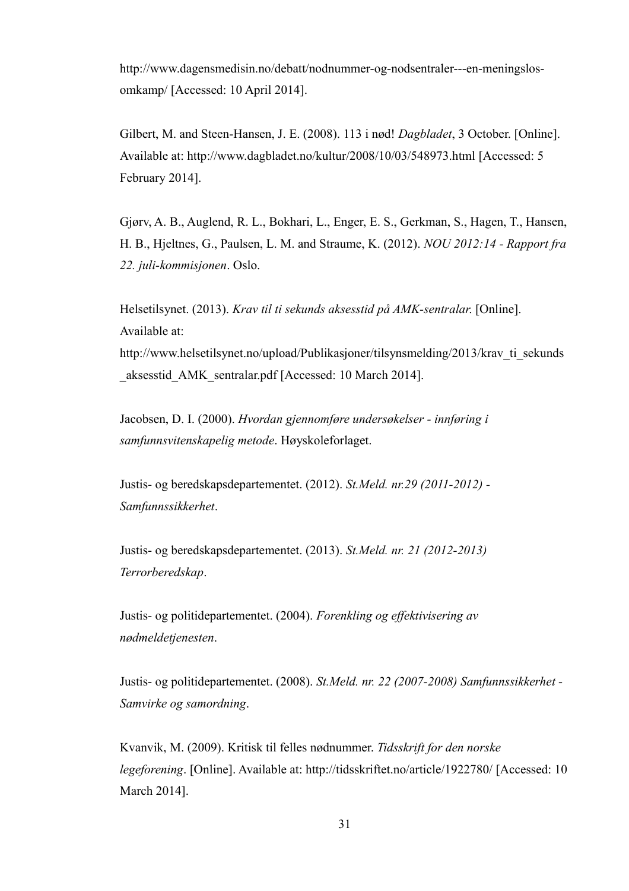http://www.dagensmedisin.no/debatt/nodnummer-og-nodsentraler---en-meningslos-omkamp/ [Accessed: 10 April 2014].

Gilbert, M. and Steen-Hansen, J. E. (2008). 113 i nød! *Dagbladet*, 3 October. [Online]. Available at: http://www.dagbladet.no/kultur/2008/10/03/548973.html [Accessed: 5 February 2014].

Gjørv, A. B., Auglend, R. L., Bokhari, L., Enger, E. S., Gerkman, S., Hagen, T., Hansen, H. B., Hjeltnes, G., Paulsen, L. M. and Straume, K. (2012). *NOU 2012:14 - Rapport fra 22. juli-kommisjonen*. Oslo.

Helsetilsynet. (2013). *Krav til ti sekunds aksesstid på AMK-sentralar.* [Online]. Available at: http://www.helsetilsynet.no/upload/Publikasjoner/tilsynsmelding/2013/krav_ti_sekunds_aksesstid_AMK_sentralar.pdf [Accessed: 10 March 2014].

Jacobsen, D. I. (2000). *Hvordan gjennomføre undersøkelser - innføring i samfunnsvitenskapelig metode*. Høyskoleforlaget.

Justis- og beredskapsdepartementet. (2012). *St.Meld. nr.29 (2011-2012) - Samfunnssikkerhet*.

Justis- og beredskapsdepartementet. (2013). *St.Meld. nr. 21 (2012-2013) Terrorberedskap*.

Justis- og politidepartementet. (2004). *Forenkling og effektivisering av nødmeldetjenesten*.

Justis- og politidepartementet. (2008). *St.Meld. nr. 22 (2007-2008) Samfunnssikkerhet - Samvirke og samordning*.

Kvanvik, M. (2009). Kritisk til felles nødnummer. *Tidsskrift for den norske legeforening*. [Online]. Available at: http://tidsskriftet.no/article/1922780/ [Accessed: 10 March 2014].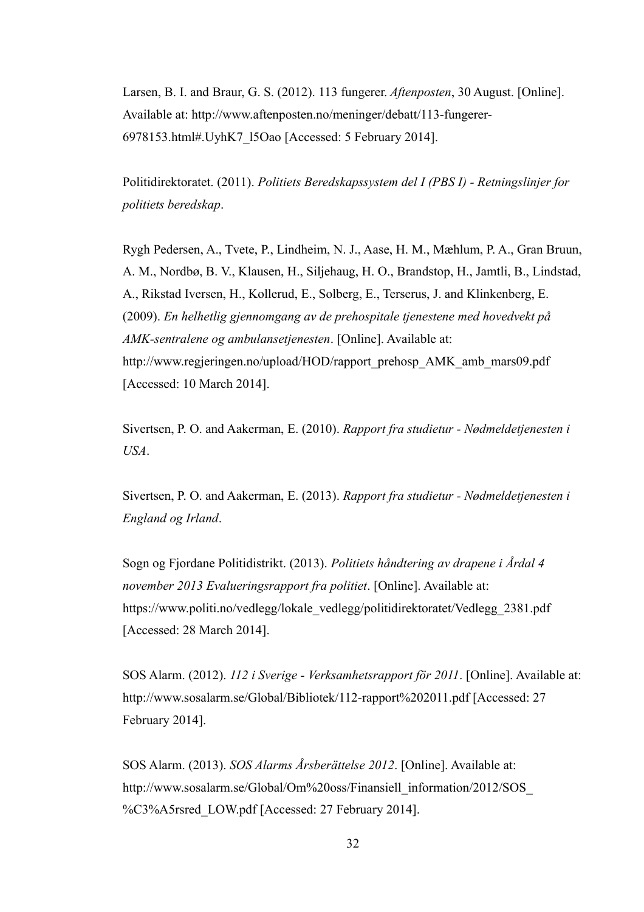Larsen, B. I. and Braur, G. S. (2012). 113 fungerer. *Aftenposten*, 30 August. [Online]. Available at: http://www.aftenposten.no/meninger/debatt/113-fungerer-6978153.html#.UyhK7_l5Oao [Accessed: 5 February 2014].

Politidirektoratet. (2011). *Politiets Beredskapssystem del I (PBS I) - Retningslinjer for politiets beredskap*.

Rygh Pedersen, A., Tvete, P., Lindheim, N. J., Aase, H. M., Mæhlum, P. A., Gran Bruun, A. M., Nordbø, B. V., Klausen, H., Siljehaug, H. O., Brandstop, H., Jamtli, B., Lindstad, A., Rikstad Iversen, H., Kollerud, E., Solberg, E., Terserus, J. and Klinkenberg, E. (2009). *En helhetlig gjennomgang av de prehospitale tjenestene med hovedvekt på AMK-sentralene og ambulansetjenesten*. [Online]. Available at: http://www.regjeringen.no/upload/HOD/rapport_prehosp_AMK_amb_mars09.pdf [Accessed: 10 March 2014].

Sivertsen, P. O. and Aakerman, E. (2010). *Rapport fra studietur - Nødmeldetjenesten i USA*.

Sivertsen, P. O. and Aakerman, E. (2013). *Rapport fra studietur - Nødmeldetjenesten i England og Irland*.

Sogn og Fjordane Politidistrikt. (2013). *Politiets håndtering av drapene i Årdal 4 november 2013 Evalueringsrapport fra politiet*. [Online]. Available at: https://www.politi.no/vedlegg/lokale_vedlegg/politidirektoratet/Vedlegg_2381.pdf [Accessed: 28 March 2014].

SOS Alarm. (2012). *112 i Sverige - Verksamhetsrapport för 2011*. [Online]. Available at: http://www.sosalarm.se/Global/Bibliotek/112-rapport%202011.pdf [Accessed: 27 February 2014].

SOS Alarm. (2013). *SOS Alarms Årsberättelse 2012*. [Online]. Available at: http://www.sosalarm.se/Global/Om%20oss/Finansiell_information/2012/SOS_%C3%A5rsred_LOW.pdf [Accessed: 27 February 2014].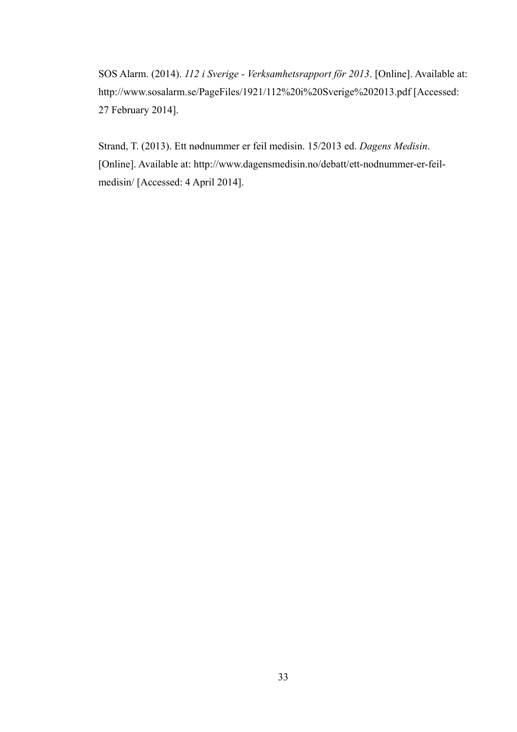SOS Alarm. (2014). *112 i Sverige - Verksamhetsrapport för 2013*. [Online]. Available at: http://www.sosalarm.se/PageFiles/1921/112%20i%20Sverige%202013.pdf [Accessed: 27 February 2014].

Strand, T. (2013). Ett nødnummer er feil medisin. 15/2013 ed. *Dagens Medisin*. [Online]. Available at: http://www.dagensmedisin.no/debatt/ett-nodnummer-er-feil-medisin/ [Accessed: 4 April 2014].